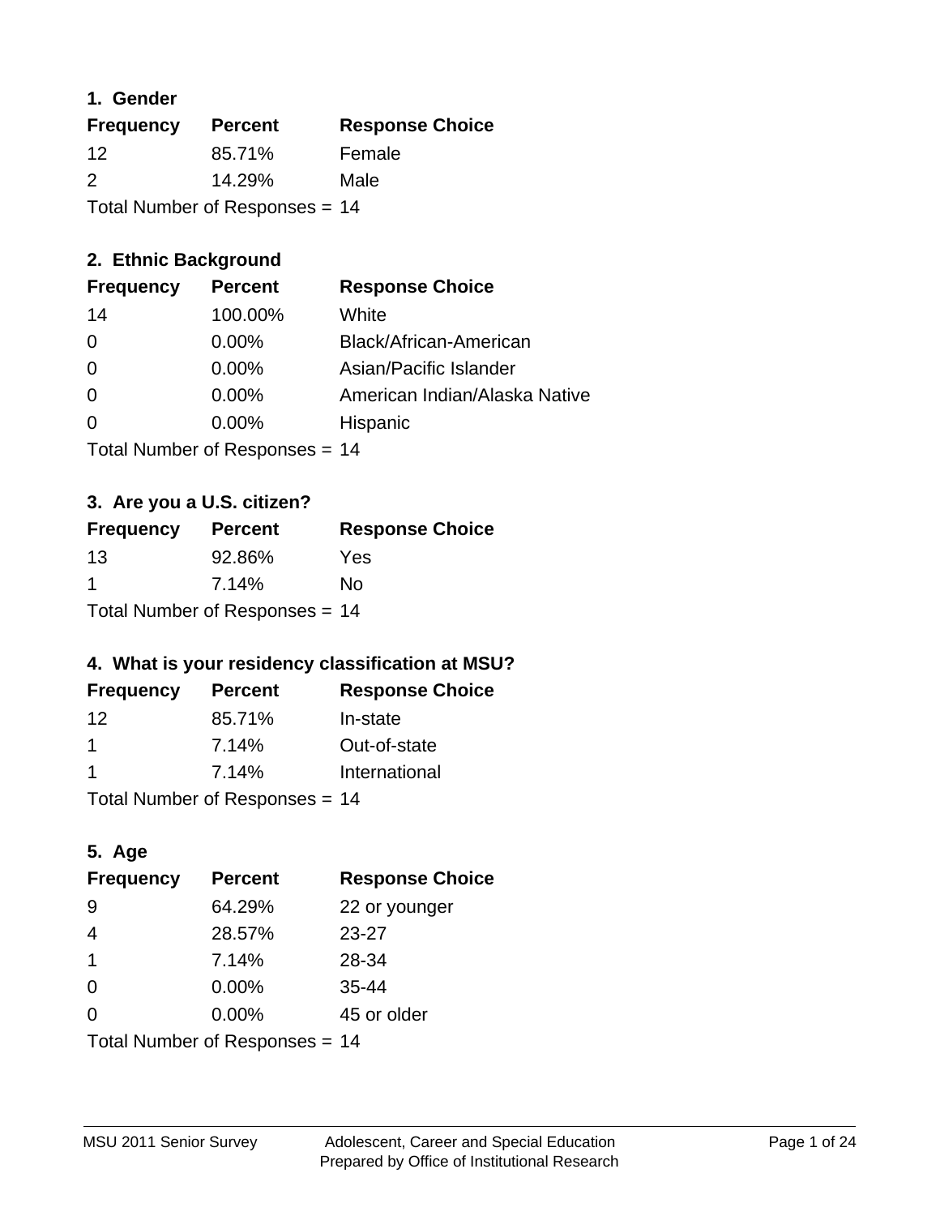### 1. Gender

| Frequency | Percent | Response Choice |
| --- | --- | --- |
| 12 | 85.71% | Female |
| 2 | 14.29% | Male |

Total Number of Responses = 14

### 2. Ethnic Background

| Frequency | Percent | Response Choice |
| --- | --- | --- |
| 14 | 100.00% | White |
| 0 | 0.00% | Black/African-American |
| 0 | 0.00% | Asian/Pacific Islander |
| 0 | 0.00% | American Indian/Alaska Native |
| 0 | 0.00% | Hispanic |

Total Number of Responses = 14

### 3. Are you a U.S. citizen?

| Frequency | Percent | Response Choice |
| --- | --- | --- |
| 13 | 92.86% | Yes |
| 1 | 7.14% | No |

Total Number of Responses = 14

### 4. What is your residency classification at MSU?

| Frequency | Percent | Response Choice |
| --- | --- | --- |
| 12 | 85.71% | In-state |
| 1 | 7.14% | Out-of-state |
| 1 | 7.14% | International |

Total Number of Responses = 14

### 5. Age

| Frequency | Percent | Response Choice |
| --- | --- | --- |
| 9 | 64.29% | 22 or younger |
| 4 | 28.57% | 23-27 |
| 1 | 7.14% | 28-34 |
| 0 | 0.00% | 35-44 |
| 0 | 0.00% | 45 or older |

Total Number of Responses = 14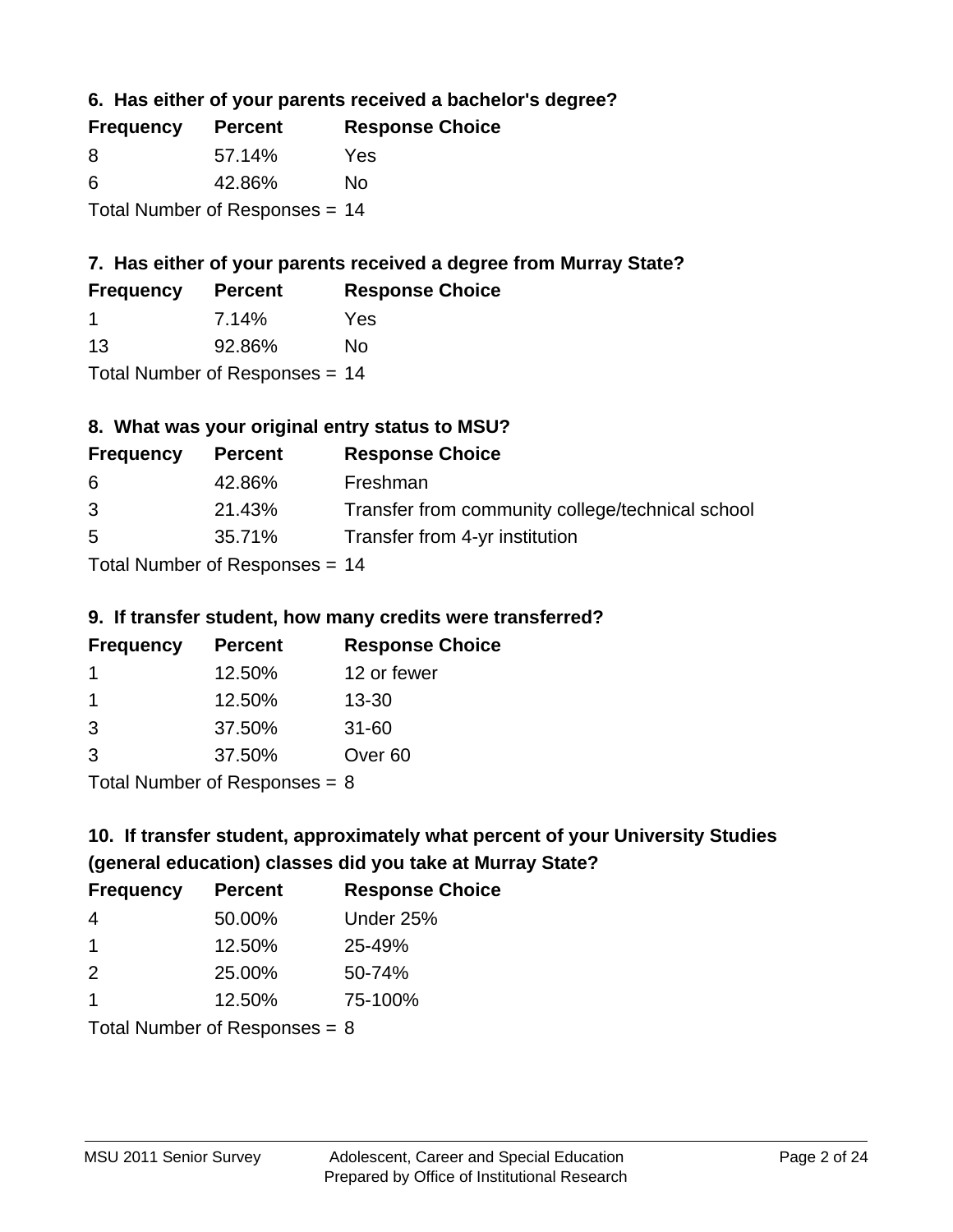### 6. Has either of your parents received a bachelor's degree?

| Frequency | Percent | Response Choice |
| --- | --- | --- |
| 8 | 57.14% | Yes |
| 6 | 42.86% | No |

Total Number of Responses = 14

### 7. Has either of your parents received a degree from Murray State?

| Frequency | Percent | Response Choice |
| --- | --- | --- |
| 1 | 7.14% | Yes |
| 13 | 92.86% | No |

Total Number of Responses = 14

### 8. What was your original entry status to MSU?

| Frequency | Percent | Response Choice |
| --- | --- | --- |
| 6 | 42.86% | Freshman |
| 3 | 21.43% | Transfer from community college/technical school |
| 5 | 35.71% | Transfer from 4-yr institution |

Total Number of Responses = 14

### 9. If transfer student, how many credits were transferred?

| Frequency | Percent | Response Choice |
| --- | --- | --- |
| 1 | 12.50% | 12 or fewer |
| 1 | 12.50% | 13-30 |
| 3 | 37.50% | 31-60 |
| 3 | 37.50% | Over 60 |

Total Number of Responses = 8

### 10. If transfer student, approximately what percent of your University Studies (general education) classes did you take at Murray State?

| Frequency | Percent | Response Choice |
| --- | --- | --- |
| 4 | 50.00% | Under 25% |
| 1 | 12.50% | 25-49% |
| 2 | 25.00% | 50-74% |
| 1 | 12.50% | 75-100% |

Total Number of Responses = 8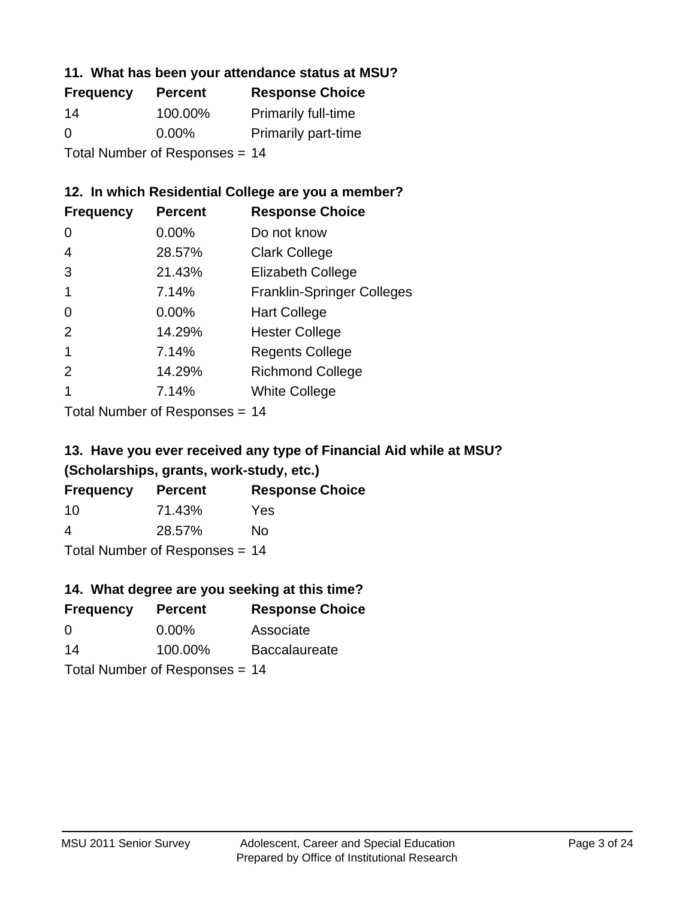### 11. What has been your attendance status at MSU?

| Frequency | Percent | Response Choice |
| --- | --- | --- |
| 14 | 100.00% | Primarily full-time |
| 0 | 0.00% | Primarily part-time |

Total Number of Responses = 14

### 12. In which Residential College are you a member?

| Frequency | Percent | Response Choice |
| --- | --- | --- |
| 0 | 0.00% | Do not know |
| 4 | 28.57% | Clark College |
| 3 | 21.43% | Elizabeth College |
| 1 | 7.14% | Franklin-Springer Colleges |
| 0 | 0.00% | Hart College |
| 2 | 14.29% | Hester College |
| 1 | 7.14% | Regents College |
| 2 | 14.29% | Richmond College |
| 1 | 7.14% | White College |

Total Number of Responses = 14

### 13. Have you ever received any type of Financial Aid while at MSU? (Scholarships, grants, work-study, etc.)

| Frequency | Percent | Response Choice |
| --- | --- | --- |
| 10 | 71.43% | Yes |
| 4 | 28.57% | No |

Total Number of Responses = 14

### 14. What degree are you seeking at this time?

| Frequency | Percent | Response Choice |
| --- | --- | --- |
| 0 | 0.00% | Associate |
| 14 | 100.00% | Baccalaureate |

Total Number of Responses = 14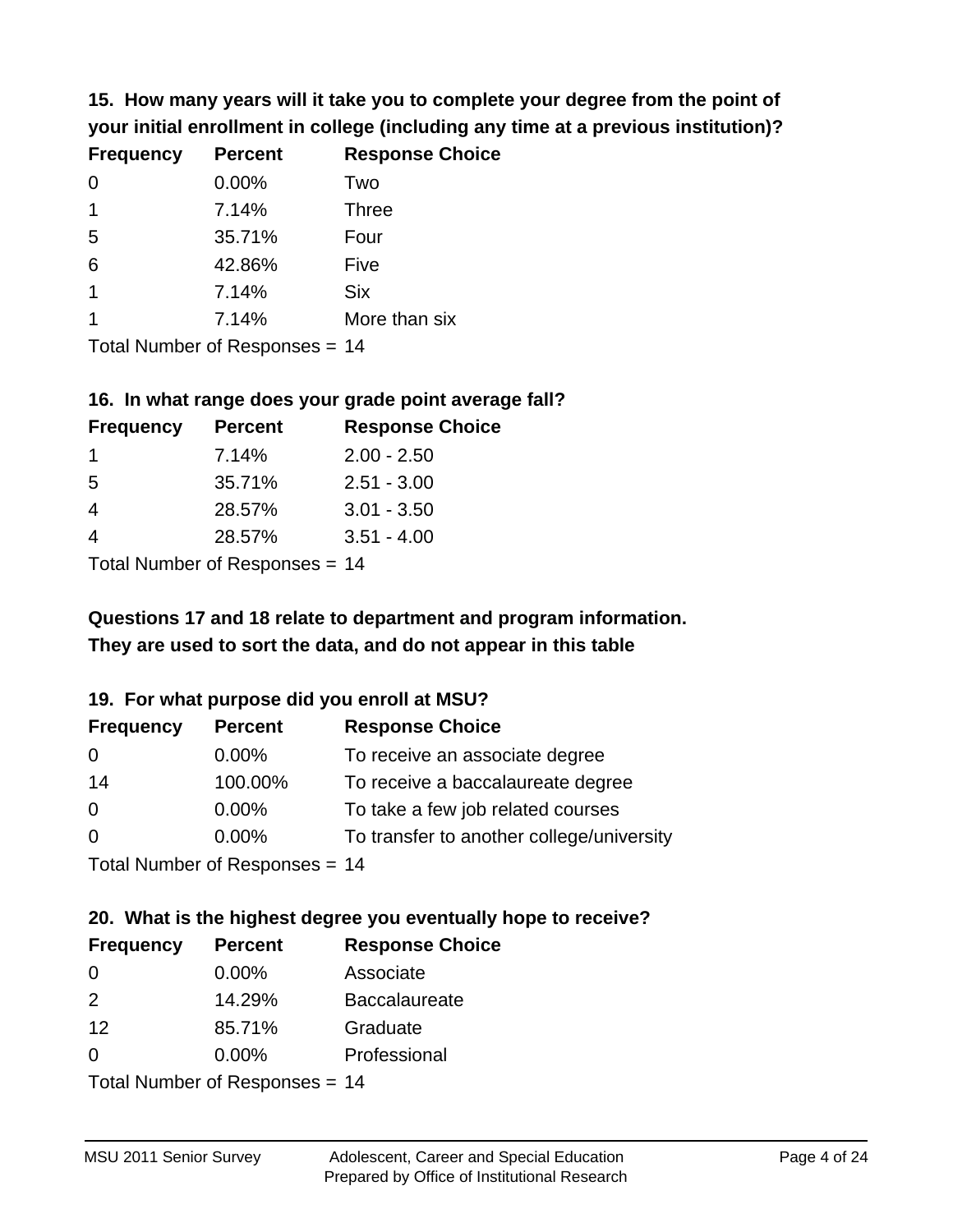**15. How many years will it take you to complete your degree from the point of your initial enrollment in college (including any time at a previous institution)?**

| Frequency | Percent | Response Choice |
|---|---|---|
| 0 | 0.00% | Two |
| 1 | 7.14% | Three |
| 5 | 35.71% | Four |
| 6 | 42.86% | Five |
| 1 | 7.14% | Six |
| 1 | 7.14% | More than six |

Total Number of Responses = 14

**16. In what range does your grade point average fall?**

| Frequency | Percent | Response Choice |
|---|---|---|
| 1 | 7.14% | 2.00 - 2.50 |
| 5 | 35.71% | 2.51 - 3.00 |
| 4 | 28.57% | 3.01 - 3.50 |
| 4 | 28.57% | 3.51 - 4.00 |

Total Number of Responses = 14

**Questions 17 and 18 relate to department and program information. They are used to sort the data, and do not appear in this table**

**19. For what purpose did you enroll at MSU?**

| Frequency | Percent | Response Choice |
|---|---|---|
| 0 | 0.00% | To receive an associate degree |
| 14 | 100.00% | To receive a baccalaureate degree |
| 0 | 0.00% | To take a few job related courses |
| 0 | 0.00% | To transfer to another college/university |

Total Number of Responses = 14

**20. What is the highest degree you eventually hope to receive?**

| Frequency | Percent | Response Choice |
|---|---|---|
| 0 | 0.00% | Associate |
| 2 | 14.29% | Baccalaureate |
| 12 | 85.71% | Graduate |
| 0 | 0.00% | Professional |

Total Number of Responses = 14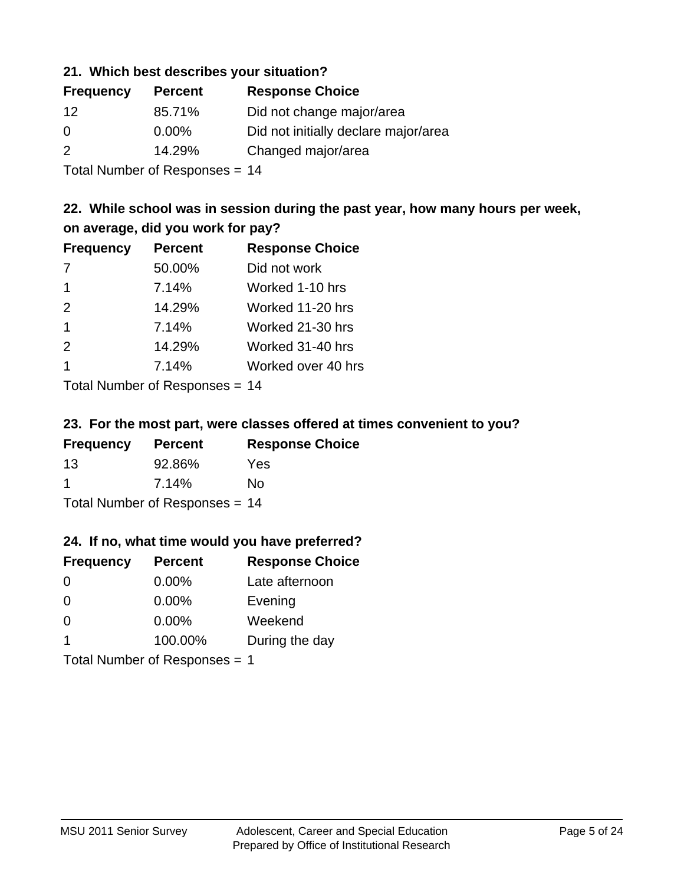### 21. Which best describes your situation?

| Frequency | Percent | Response Choice |
|---|---|---|
| 12 | 85.71% | Did not change major/area |
| 0 | 0.00% | Did not initially declare major/area |
| 2 | 14.29% | Changed major/area |

Total Number of Responses = 14

### 22. While school was in session during the past year, how many hours per week, on average, did you work for pay?

| Frequency | Percent | Response Choice |
|---|---|---|
| 7 | 50.00% | Did not work |
| 1 | 7.14% | Worked 1-10 hrs |
| 2 | 14.29% | Worked 11-20 hrs |
| 1 | 7.14% | Worked 21-30 hrs |
| 2 | 14.29% | Worked 31-40 hrs |
| 1 | 7.14% | Worked over 40 hrs |

Total Number of Responses = 14

### 23. For the most part, were classes offered at times convenient to you?

| Frequency | Percent | Response Choice |
|---|---|---|
| 13 | 92.86% | Yes |
| 1 | 7.14% | No |

Total Number of Responses = 14

### 24. If no, what time would you have preferred?

| Frequency | Percent | Response Choice |
|---|---|---|
| 0 | 0.00% | Late afternoon |
| 0 | 0.00% | Evening |
| 0 | 0.00% | Weekend |
| 1 | 100.00% | During the day |

Total Number of Responses = 1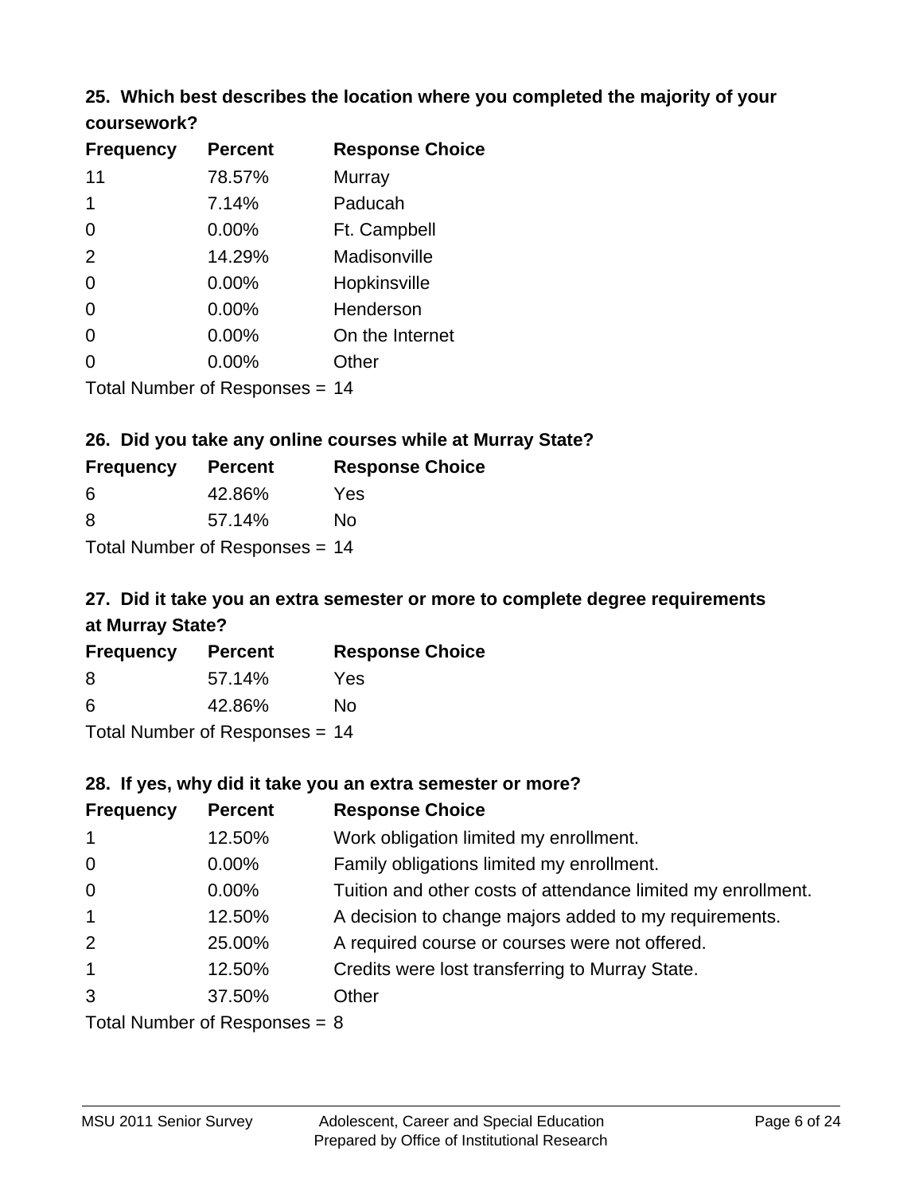### 25. Which best describes the location where you completed the majority of your coursework?

| Frequency | Percent | Response Choice |
|---|---|---|
| 11 | 78.57% | Murray |
| 1 | 7.14% | Paducah |
| 0 | 0.00% | Ft. Campbell |
| 2 | 14.29% | Madisonville |
| 0 | 0.00% | Hopkinsville |
| 0 | 0.00% | Henderson |
| 0 | 0.00% | On the Internet |
| 0 | 0.00% | Other |

Total Number of Responses = 14

### 26. Did you take any online courses while at Murray State?

| Frequency | Percent | Response Choice |
|---|---|---|
| 6 | 42.86% | Yes |
| 8 | 57.14% | No |

Total Number of Responses = 14

### 27. Did it take you an extra semester or more to complete degree requirements at Murray State?

| Frequency | Percent | Response Choice |
|---|---|---|
| 8 | 57.14% | Yes |
| 6 | 42.86% | No |

Total Number of Responses = 14

### 28. If yes, why did it take you an extra semester or more?

| Frequency | Percent | Response Choice |
|---|---|---|
| 1 | 12.50% | Work obligation limited my enrollment. |
| 0 | 0.00% | Family obligations limited my enrollment. |
| 0 | 0.00% | Tuition and other costs of attendance limited my enrollment. |
| 1 | 12.50% | A decision to change majors added to my requirements. |
| 2 | 25.00% | A required course or courses were not offered. |
| 1 | 12.50% | Credits were lost transferring to Murray State. |
| 3 | 37.50% | Other |

Total Number of Responses = 8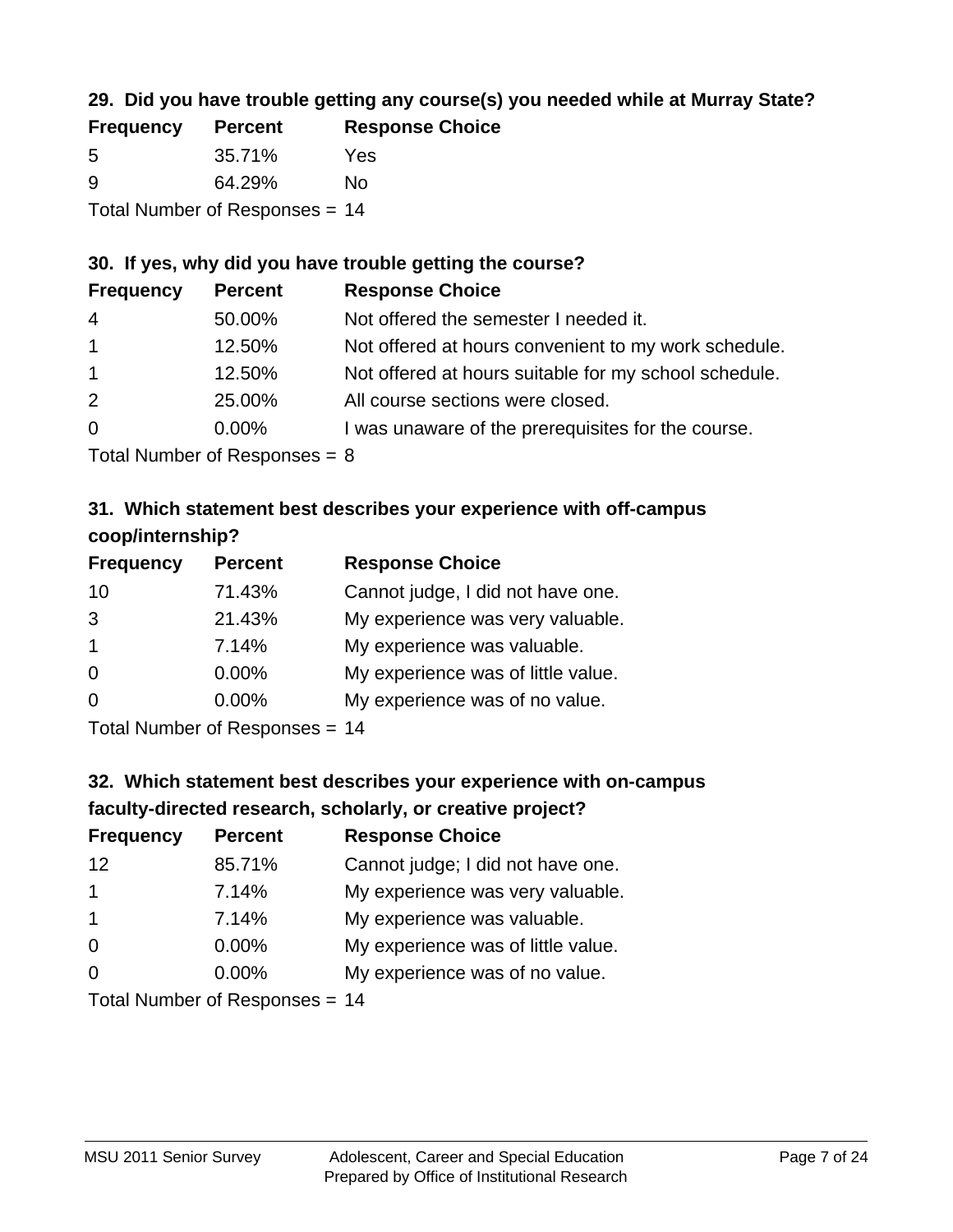### 29. Did you have trouble getting any course(s) you needed while at Murray State?

| Frequency | Percent | Response Choice |
|---|---|---|
| 5 | 35.71% | Yes |
| 9 | 64.29% | No |

Total Number of Responses = 14

### 30. If yes, why did you have trouble getting the course?

| Frequency | Percent | Response Choice |
|---|---|---|
| 4 | 50.00% | Not offered the semester I needed it. |
| 1 | 12.50% | Not offered at hours convenient to my work schedule. |
| 1 | 12.50% | Not offered at hours suitable for my school schedule. |
| 2 | 25.00% | All course sections were closed. |
| 0 | 0.00% | I was unaware of the prerequisites for the course. |

Total Number of Responses = 8

### 31. Which statement best describes your experience with off-campus coop/internship?

| Frequency | Percent | Response Choice |
|---|---|---|
| 10 | 71.43% | Cannot judge, I did not have one. |
| 3 | 21.43% | My experience was very valuable. |
| 1 | 7.14% | My experience was valuable. |
| 0 | 0.00% | My experience was of little value. |
| 0 | 0.00% | My experience was of no value. |

Total Number of Responses = 14

### 32. Which statement best describes your experience with on-campus faculty-directed research, scholarly, or creative project?

| Frequency | Percent | Response Choice |
|---|---|---|
| 12 | 85.71% | Cannot judge; I did not have one. |
| 1 | 7.14% | My experience was very valuable. |
| 1 | 7.14% | My experience was valuable. |
| 0 | 0.00% | My experience was of little value. |
| 0 | 0.00% | My experience was of no value. |

Total Number of Responses = 14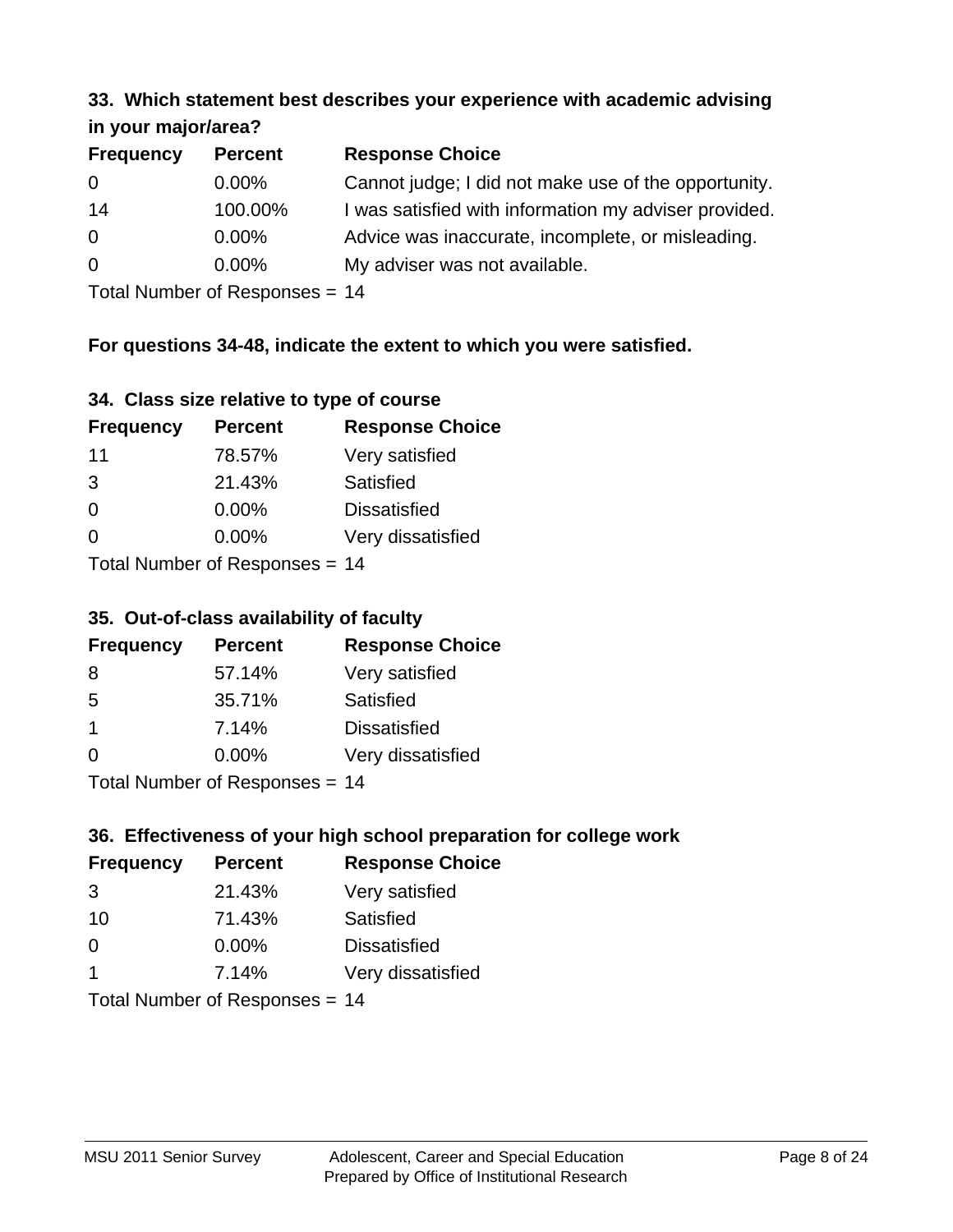### 33. Which statement best describes your experience with academic advising in your major/area?

| Frequency | Percent | Response Choice |
| --- | --- | --- |
| 0 | 0.00% | Cannot judge; I did not make use of the opportunity. |
| 14 | 100.00% | I was satisfied with information my adviser provided. |
| 0 | 0.00% | Advice was inaccurate, incomplete, or misleading. |
| 0 | 0.00% | My adviser was not available. |

Total Number of Responses = 14

**For questions 34-48, indicate the extent to which you were satisfied.**

### 34. Class size relative to type of course

| Frequency | Percent | Response Choice |
| --- | --- | --- |
| 11 | 78.57% | Very satisfied |
| 3 | 21.43% | Satisfied |
| 0 | 0.00% | Dissatisfied |
| 0 | 0.00% | Very dissatisfied |

Total Number of Responses = 14

### 35. Out-of-class availability of faculty

| Frequency | Percent | Response Choice |
| --- | --- | --- |
| 8 | 57.14% | Very satisfied |
| 5 | 35.71% | Satisfied |
| 1 | 7.14% | Dissatisfied |
| 0 | 0.00% | Very dissatisfied |

Total Number of Responses = 14

### 36. Effectiveness of your high school preparation for college work

| Frequency | Percent | Response Choice |
| --- | --- | --- |
| 3 | 21.43% | Very satisfied |
| 10 | 71.43% | Satisfied |
| 0 | 0.00% | Dissatisfied |
| 1 | 7.14% | Very dissatisfied |

Total Number of Responses = 14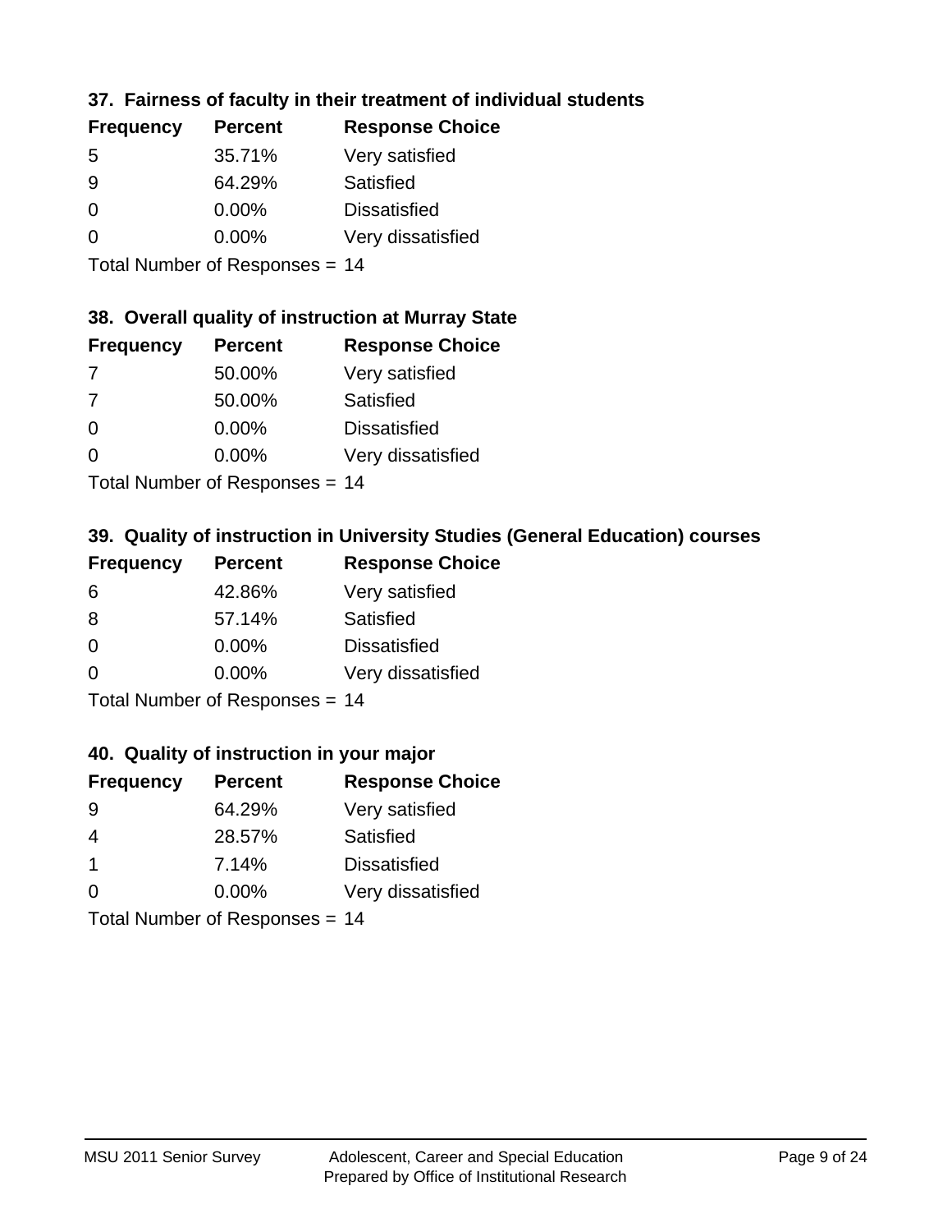### 37. Fairness of faculty in their treatment of individual students

| Frequency | Percent | Response Choice |
|---|---|---|
| 5 | 35.71% | Very satisfied |
| 9 | 64.29% | Satisfied |
| 0 | 0.00% | Dissatisfied |
| 0 | 0.00% | Very dissatisfied |

Total Number of Responses = 14

### 38. Overall quality of instruction at Murray State

| Frequency | Percent | Response Choice |
|---|---|---|
| 7 | 50.00% | Very satisfied |
| 7 | 50.00% | Satisfied |
| 0 | 0.00% | Dissatisfied |
| 0 | 0.00% | Very dissatisfied |

Total Number of Responses = 14

### 39. Quality of instruction in University Studies (General Education) courses

| Frequency | Percent | Response Choice |
|---|---|---|
| 6 | 42.86% | Very satisfied |
| 8 | 57.14% | Satisfied |
| 0 | 0.00% | Dissatisfied |
| 0 | 0.00% | Very dissatisfied |

Total Number of Responses = 14

### 40. Quality of instruction in your major

| Frequency | Percent | Response Choice |
|---|---|---|
| 9 | 64.29% | Very satisfied |
| 4 | 28.57% | Satisfied |
| 1 | 7.14% | Dissatisfied |
| 0 | 0.00% | Very dissatisfied |

Total Number of Responses = 14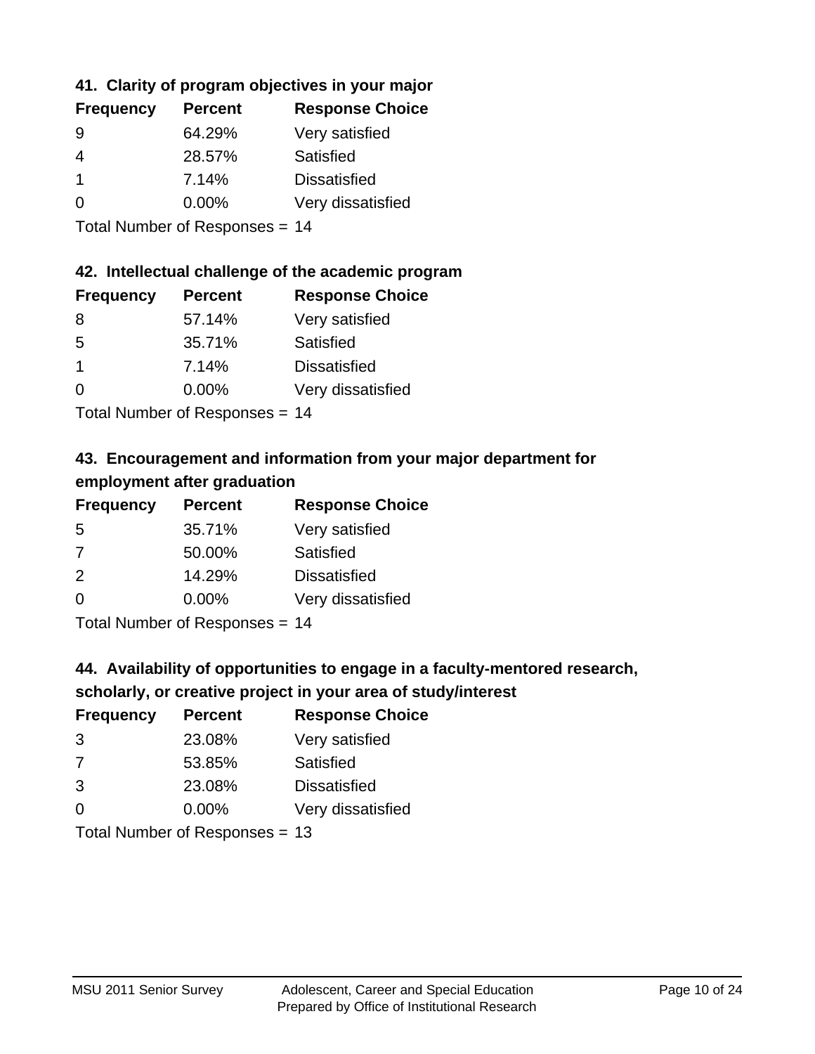### 41. Clarity of program objectives in your major

| Frequency | Percent | Response Choice |
|---|---|---|
| 9 | 64.29% | Very satisfied |
| 4 | 28.57% | Satisfied |
| 1 | 7.14% | Dissatisfied |
| 0 | 0.00% | Very dissatisfied |

Total Number of Responses = 14

### 42. Intellectual challenge of the academic program

| Frequency | Percent | Response Choice |
|---|---|---|
| 8 | 57.14% | Very satisfied |
| 5 | 35.71% | Satisfied |
| 1 | 7.14% | Dissatisfied |
| 0 | 0.00% | Very dissatisfied |

Total Number of Responses = 14

### 43. Encouragement and information from your major department for employment after graduation

| Frequency | Percent | Response Choice |
|---|---|---|
| 5 | 35.71% | Very satisfied |
| 7 | 50.00% | Satisfied |
| 2 | 14.29% | Dissatisfied |
| 0 | 0.00% | Very dissatisfied |

Total Number of Responses = 14

### 44. Availability of opportunities to engage in a faculty-mentored research, scholarly, or creative project in your area of study/interest

| Frequency | Percent | Response Choice |
|---|---|---|
| 3 | 23.08% | Very satisfied |
| 7 | 53.85% | Satisfied |
| 3 | 23.08% | Dissatisfied |
| 0 | 0.00% | Very dissatisfied |

Total Number of Responses = 13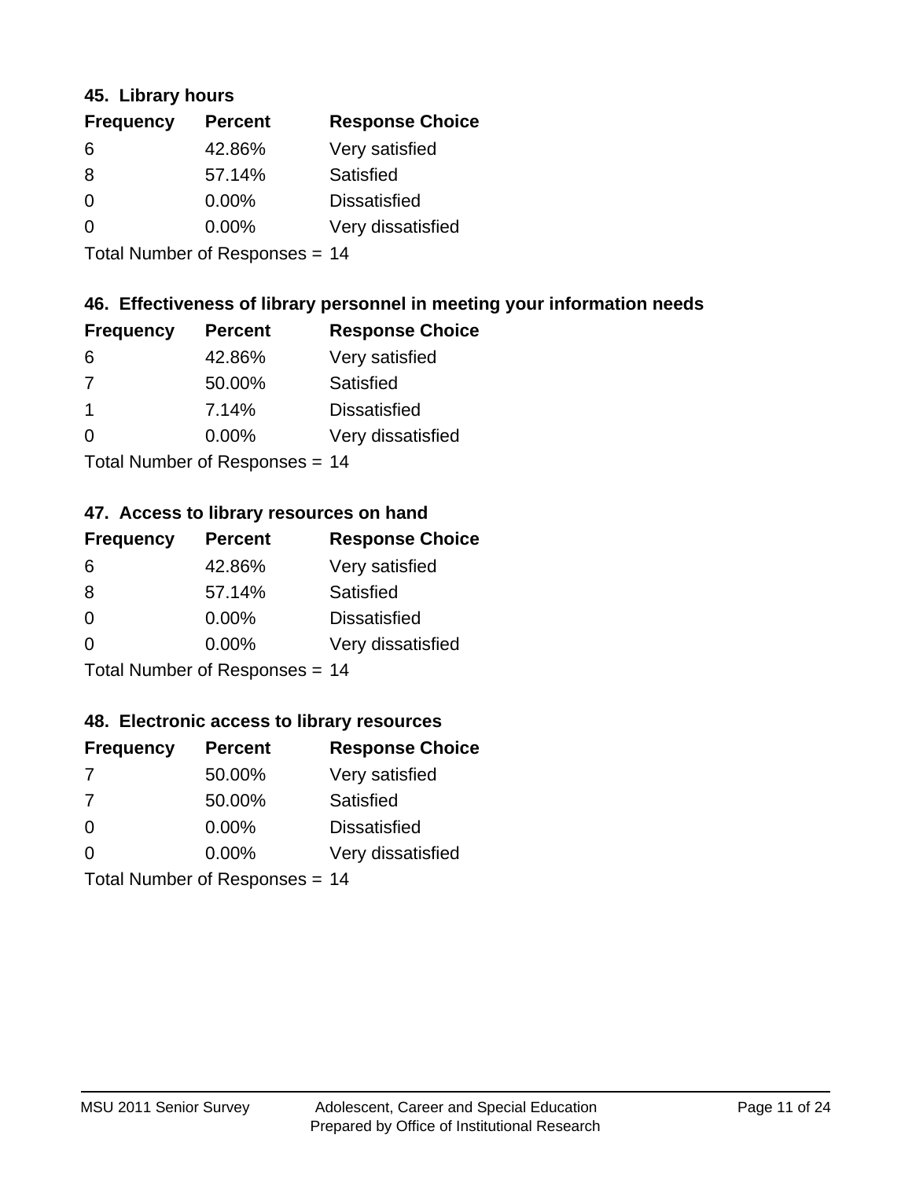### 45. Library hours

| Frequency | Percent | Response Choice |
| --- | --- | --- |
| 6 | 42.86% | Very satisfied |
| 8 | 57.14% | Satisfied |
| 0 | 0.00% | Dissatisfied |
| 0 | 0.00% | Very dissatisfied |

Total Number of Responses = 14

### 46. Effectiveness of library personnel in meeting your information needs

| Frequency | Percent | Response Choice |
| --- | --- | --- |
| 6 | 42.86% | Very satisfied |
| 7 | 50.00% | Satisfied |
| 1 | 7.14% | Dissatisfied |
| 0 | 0.00% | Very dissatisfied |

Total Number of Responses = 14

### 47. Access to library resources on hand

| Frequency | Percent | Response Choice |
| --- | --- | --- |
| 6 | 42.86% | Very satisfied |
| 8 | 57.14% | Satisfied |
| 0 | 0.00% | Dissatisfied |
| 0 | 0.00% | Very dissatisfied |

Total Number of Responses = 14

### 48. Electronic access to library resources

| Frequency | Percent | Response Choice |
| --- | --- | --- |
| 7 | 50.00% | Very satisfied |
| 7 | 50.00% | Satisfied |
| 0 | 0.00% | Dissatisfied |
| 0 | 0.00% | Very dissatisfied |

Total Number of Responses = 14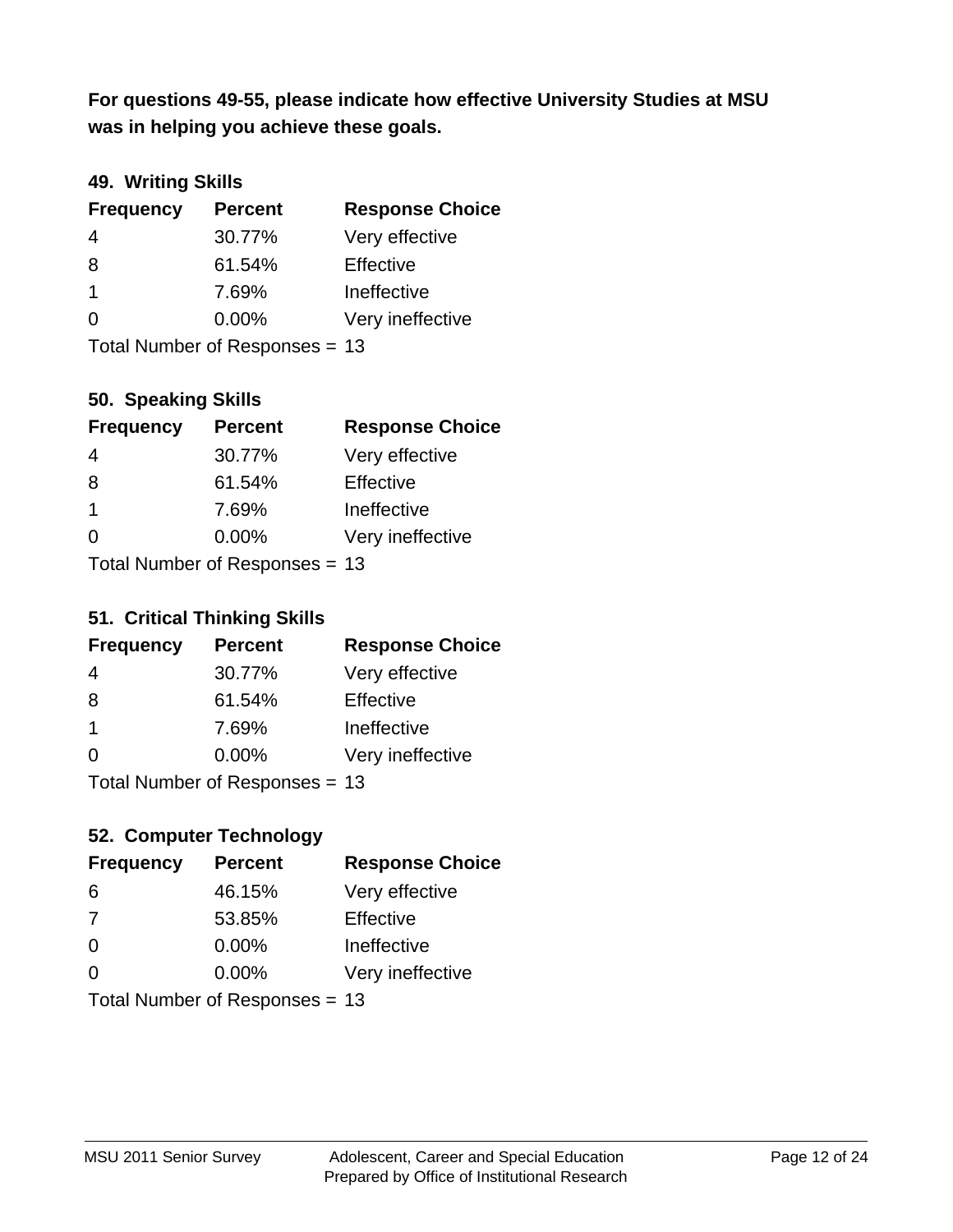**For questions 49-55, please indicate how effective University Studies at MSU was in helping you achieve these goals.**

### 49. Writing Skills

| Frequency | Percent | Response Choice |
| --- | --- | --- |
| 4 | 30.77% | Very effective |
| 8 | 61.54% | Effective |
| 1 | 7.69% | Ineffective |
| 0 | 0.00% | Very ineffective |

Total Number of Responses = 13

### 50. Speaking Skills

| Frequency | Percent | Response Choice |
| --- | --- | --- |
| 4 | 30.77% | Very effective |
| 8 | 61.54% | Effective |
| 1 | 7.69% | Ineffective |
| 0 | 0.00% | Very ineffective |

Total Number of Responses = 13

### 51. Critical Thinking Skills

| Frequency | Percent | Response Choice |
| --- | --- | --- |
| 4 | 30.77% | Very effective |
| 8 | 61.54% | Effective |
| 1 | 7.69% | Ineffective |
| 0 | 0.00% | Very ineffective |

Total Number of Responses = 13

### 52. Computer Technology

| Frequency | Percent | Response Choice |
| --- | --- | --- |
| 6 | 46.15% | Very effective |
| 7 | 53.85% | Effective |
| 0 | 0.00% | Ineffective |
| 0 | 0.00% | Very ineffective |

Total Number of Responses = 13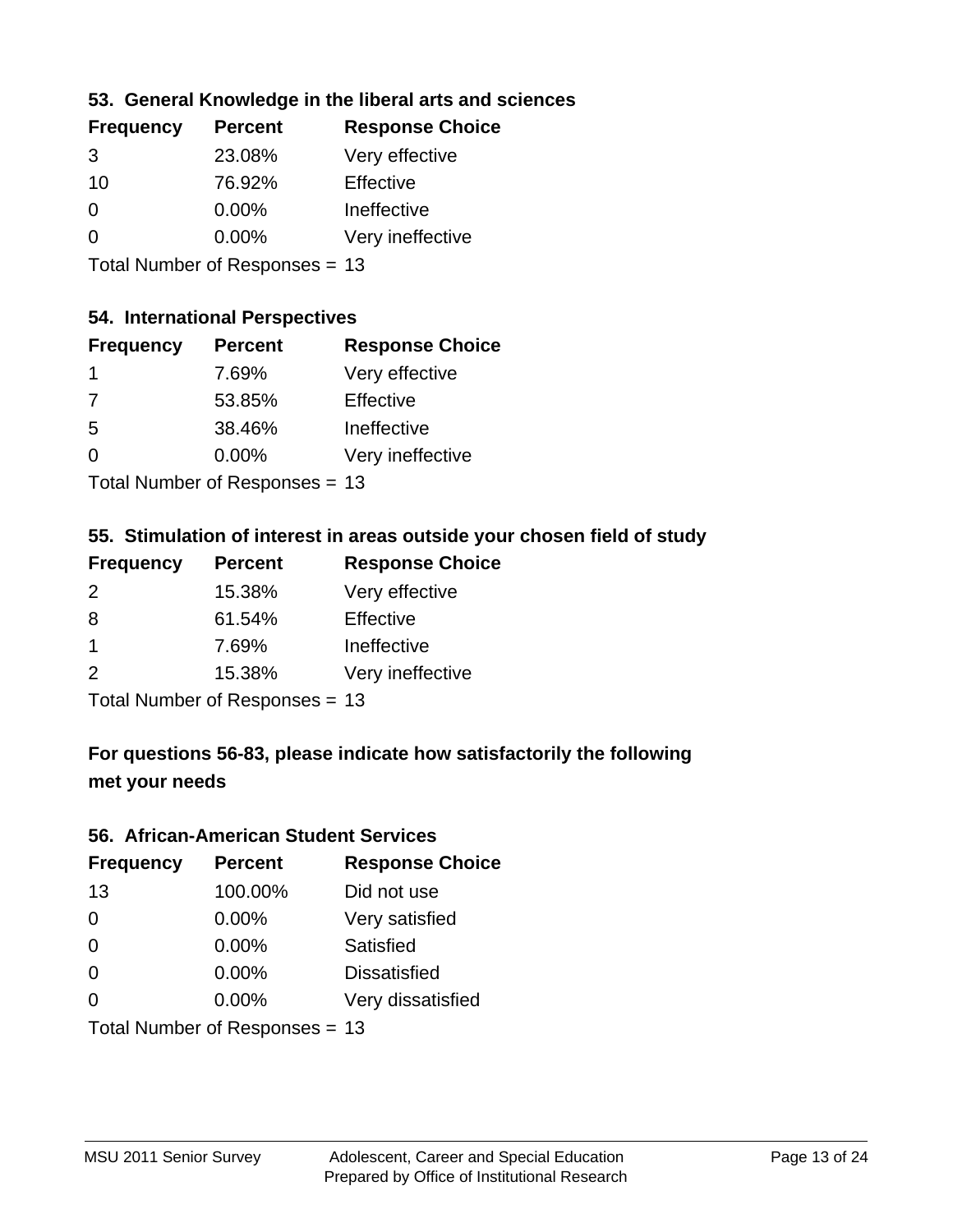### 53. General Knowledge in the liberal arts and sciences

| Frequency | Percent | Response Choice |
| --- | --- | --- |
| 3 | 23.08% | Very effective |
| 10 | 76.92% | Effective |
| 0 | 0.00% | Ineffective |
| 0 | 0.00% | Very ineffective |

Total Number of Responses = 13

### 54. International Perspectives

| Frequency | Percent | Response Choice |
| --- | --- | --- |
| 1 | 7.69% | Very effective |
| 7 | 53.85% | Effective |
| 5 | 38.46% | Ineffective |
| 0 | 0.00% | Very ineffective |

Total Number of Responses = 13

### 55. Stimulation of interest in areas outside your chosen field of study

| Frequency | Percent | Response Choice |
| --- | --- | --- |
| 2 | 15.38% | Very effective |
| 8 | 61.54% | Effective |
| 1 | 7.69% | Ineffective |
| 2 | 15.38% | Very ineffective |

Total Number of Responses = 13

## For questions 56-83, please indicate how satisfactorily the following met your needs

### 56. African-American Student Services

| Frequency | Percent | Response Choice |
| --- | --- | --- |
| 13 | 100.00% | Did not use |
| 0 | 0.00% | Very satisfied |
| 0 | 0.00% | Satisfied |
| 0 | 0.00% | Dissatisfied |
| 0 | 0.00% | Very dissatisfied |

Total Number of Responses = 13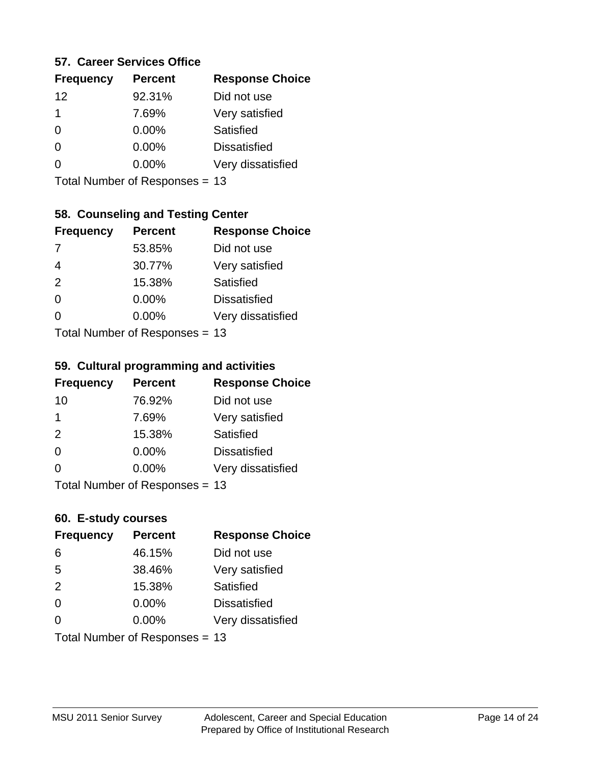### 57. Career Services Office

| Frequency | Percent | Response Choice |
|---|---|---|
| 12 | 92.31% | Did not use |
| 1 | 7.69% | Very satisfied |
| 0 | 0.00% | Satisfied |
| 0 | 0.00% | Dissatisfied |
| 0 | 0.00% | Very dissatisfied |

Total Number of Responses = 13

### 58. Counseling and Testing Center

| Frequency | Percent | Response Choice |
|---|---|---|
| 7 | 53.85% | Did not use |
| 4 | 30.77% | Very satisfied |
| 2 | 15.38% | Satisfied |
| 0 | 0.00% | Dissatisfied |
| 0 | 0.00% | Very dissatisfied |

Total Number of Responses = 13

### 59. Cultural programming and activities

| Frequency | Percent | Response Choice |
|---|---|---|
| 10 | 76.92% | Did not use |
| 1 | 7.69% | Very satisfied |
| 2 | 15.38% | Satisfied |
| 0 | 0.00% | Dissatisfied |
| 0 | 0.00% | Very dissatisfied |

Total Number of Responses = 13

### 60. E-study courses

| Frequency | Percent | Response Choice |
|---|---|---|
| 6 | 46.15% | Did not use |
| 5 | 38.46% | Very satisfied |
| 2 | 15.38% | Satisfied |
| 0 | 0.00% | Dissatisfied |
| 0 | 0.00% | Very dissatisfied |

Total Number of Responses = 13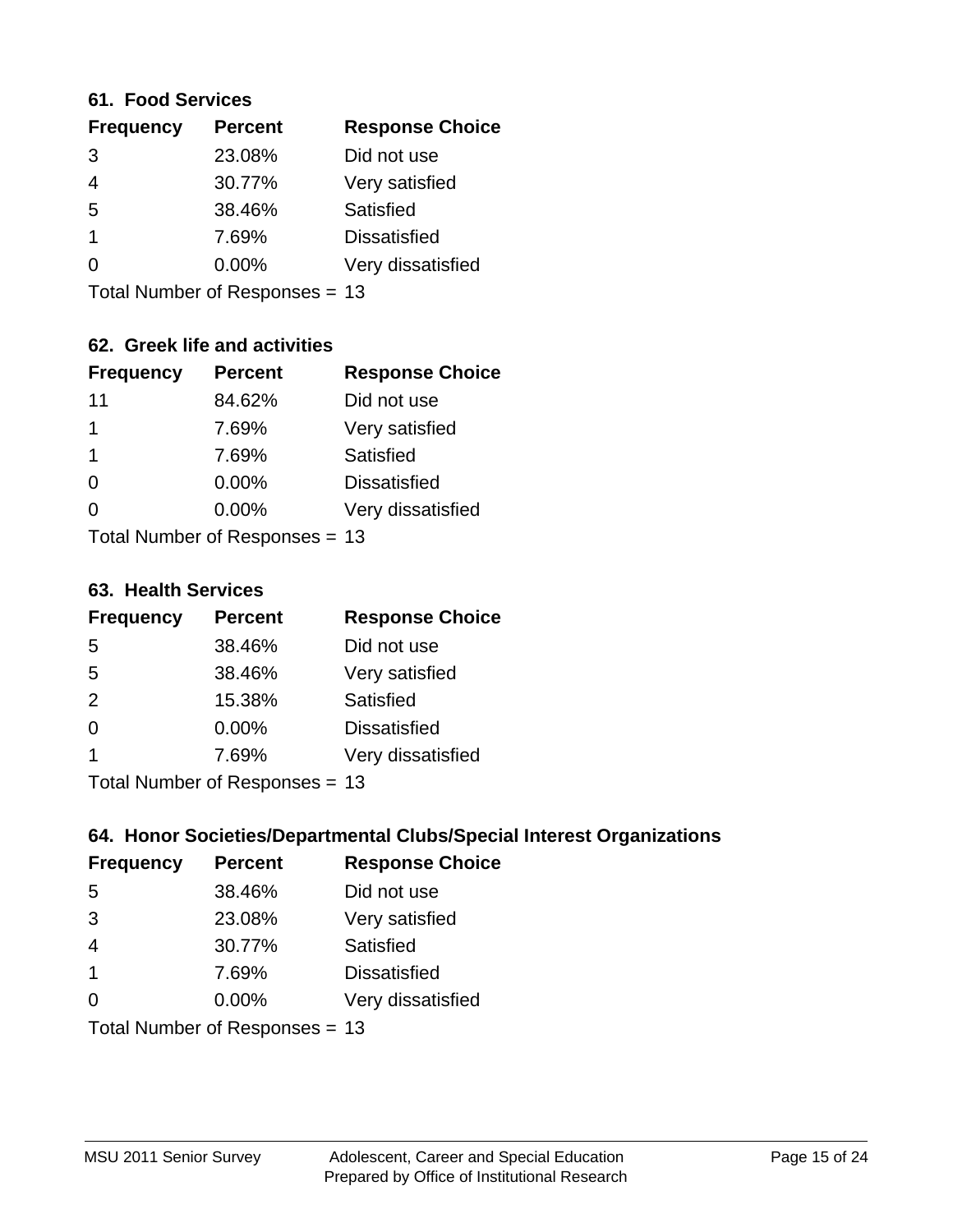### 61. Food Services

| Frequency | Percent | Response Choice |
| --- | --- | --- |
| 3 | 23.08% | Did not use |
| 4 | 30.77% | Very satisfied |
| 5 | 38.46% | Satisfied |
| 1 | 7.69% | Dissatisfied |
| 0 | 0.00% | Very dissatisfied |

Total Number of Responses = 13

### 62. Greek life and activities

| Frequency | Percent | Response Choice |
| --- | --- | --- |
| 11 | 84.62% | Did not use |
| 1 | 7.69% | Very satisfied |
| 1 | 7.69% | Satisfied |
| 0 | 0.00% | Dissatisfied |
| 0 | 0.00% | Very dissatisfied |

Total Number of Responses = 13

### 63. Health Services

| Frequency | Percent | Response Choice |
| --- | --- | --- |
| 5 | 38.46% | Did not use |
| 5 | 38.46% | Very satisfied |
| 2 | 15.38% | Satisfied |
| 0 | 0.00% | Dissatisfied |
| 1 | 7.69% | Very dissatisfied |

Total Number of Responses = 13

### 64. Honor Societies/Departmental Clubs/Special Interest Organizations

| Frequency | Percent | Response Choice |
| --- | --- | --- |
| 5 | 38.46% | Did not use |
| 3 | 23.08% | Very satisfied |
| 4 | 30.77% | Satisfied |
| 1 | 7.69% | Dissatisfied |
| 0 | 0.00% | Very dissatisfied |

Total Number of Responses = 13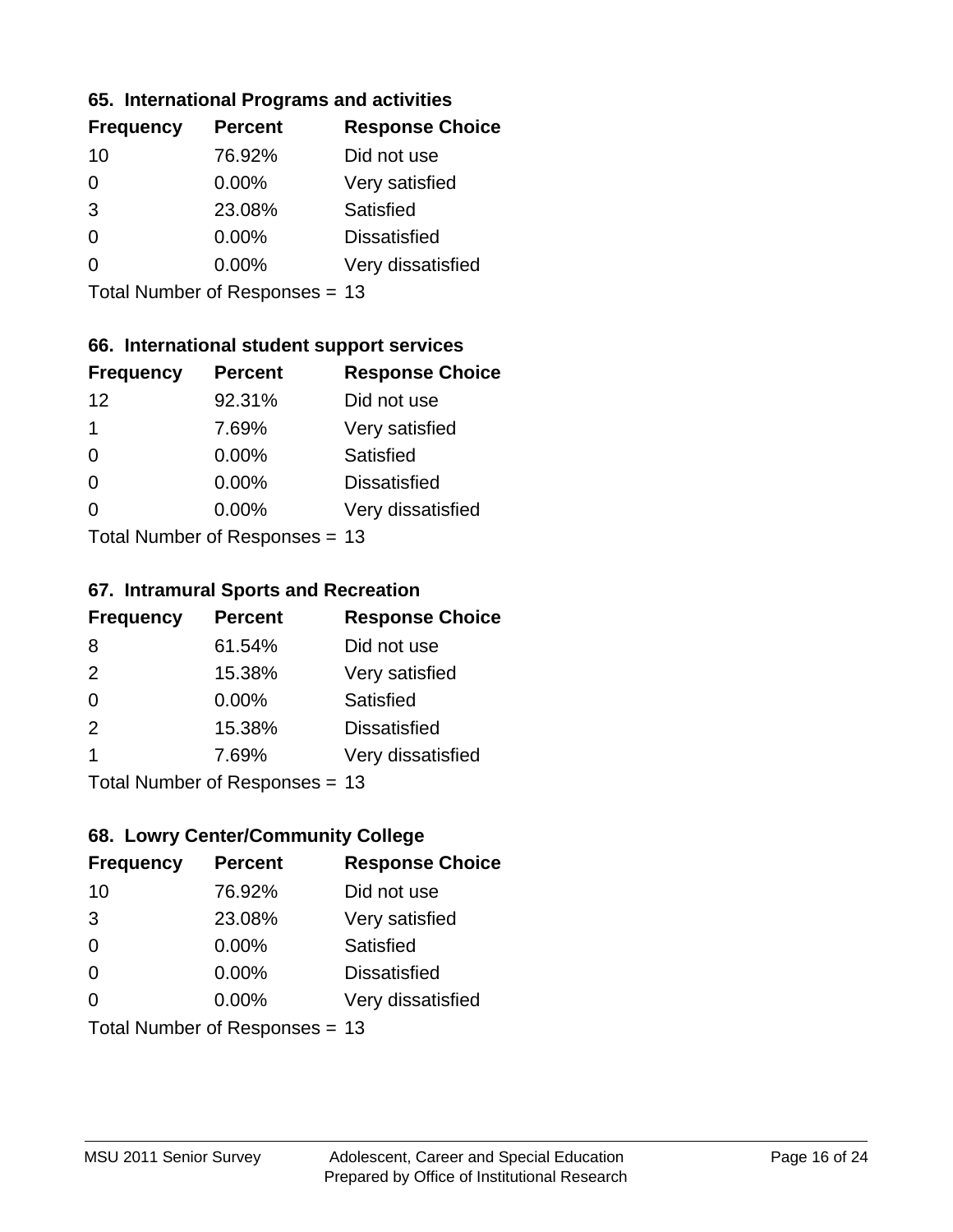### 65. International Programs and activities

| Frequency | Percent | Response Choice |
|---|---|---|
| 10 | 76.92% | Did not use |
| 0 | 0.00% | Very satisfied |
| 3 | 23.08% | Satisfied |
| 0 | 0.00% | Dissatisfied |
| 0 | 0.00% | Very dissatisfied |

Total Number of Responses = 13

### 66. International student support services

| Frequency | Percent | Response Choice |
|---|---|---|
| 12 | 92.31% | Did not use |
| 1 | 7.69% | Very satisfied |
| 0 | 0.00% | Satisfied |
| 0 | 0.00% | Dissatisfied |
| 0 | 0.00% | Very dissatisfied |

Total Number of Responses = 13

### 67. Intramural Sports and Recreation

| Frequency | Percent | Response Choice |
|---|---|---|
| 8 | 61.54% | Did not use |
| 2 | 15.38% | Very satisfied |
| 0 | 0.00% | Satisfied |
| 2 | 15.38% | Dissatisfied |
| 1 | 7.69% | Very dissatisfied |

Total Number of Responses = 13

### 68. Lowry Center/Community College

| Frequency | Percent | Response Choice |
|---|---|---|
| 10 | 76.92% | Did not use |
| 3 | 23.08% | Very satisfied |
| 0 | 0.00% | Satisfied |
| 0 | 0.00% | Dissatisfied |
| 0 | 0.00% | Very dissatisfied |

Total Number of Responses = 13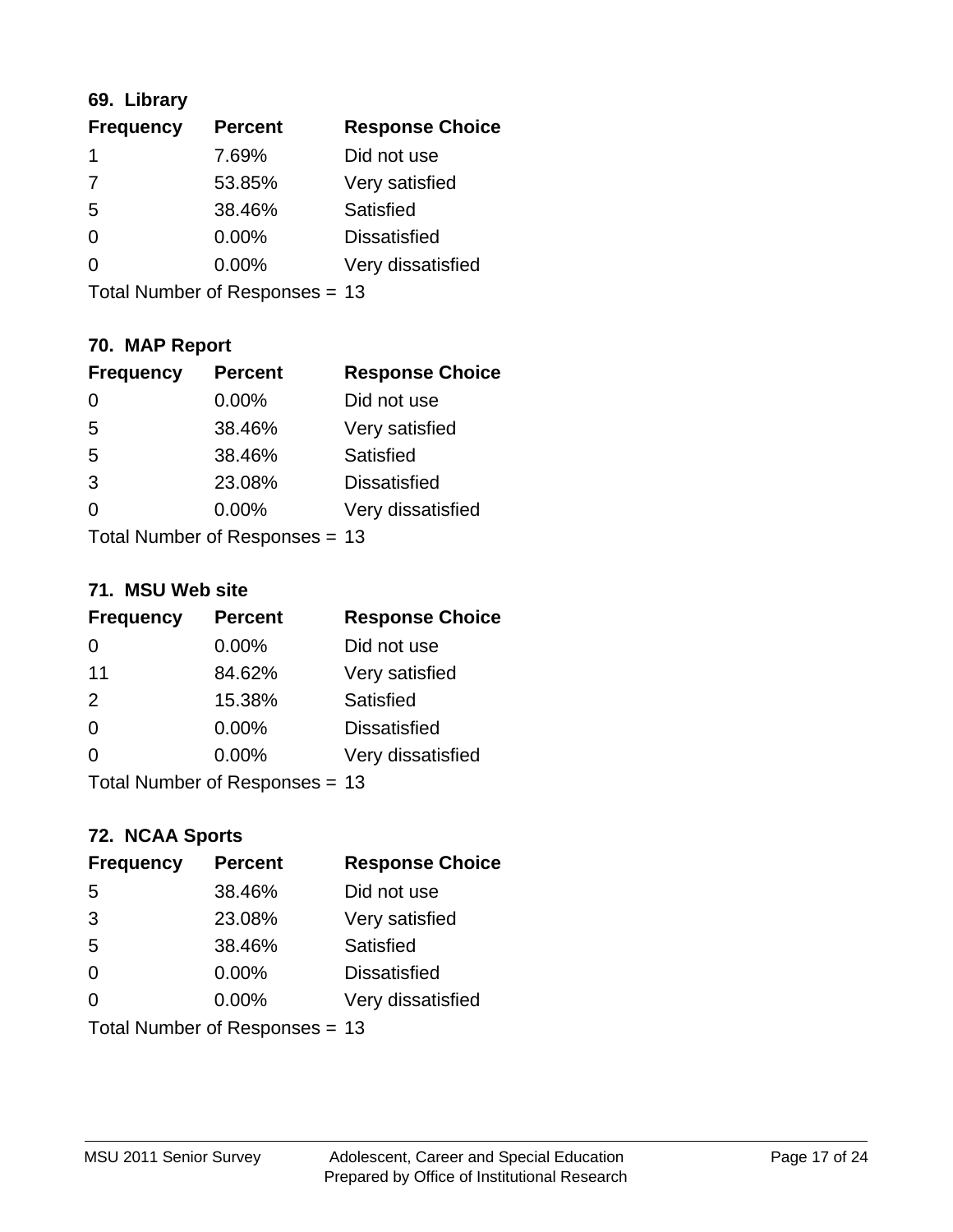### 69. Library

| Frequency | Percent | Response Choice |
|---|---|---|
| 1 | 7.69% | Did not use |
| 7 | 53.85% | Very satisfied |
| 5 | 38.46% | Satisfied |
| 0 | 0.00% | Dissatisfied |
| 0 | 0.00% | Very dissatisfied |

Total Number of Responses = 13

### 70. MAP Report

| Frequency | Percent | Response Choice |
|---|---|---|
| 0 | 0.00% | Did not use |
| 5 | 38.46% | Very satisfied |
| 5 | 38.46% | Satisfied |
| 3 | 23.08% | Dissatisfied |
| 0 | 0.00% | Very dissatisfied |

Total Number of Responses = 13

### 71. MSU Web site

| Frequency | Percent | Response Choice |
|---|---|---|
| 0 | 0.00% | Did not use |
| 11 | 84.62% | Very satisfied |
| 2 | 15.38% | Satisfied |
| 0 | 0.00% | Dissatisfied |
| 0 | 0.00% | Very dissatisfied |

Total Number of Responses = 13

### 72. NCAA Sports

| Frequency | Percent | Response Choice |
|---|---|---|
| 5 | 38.46% | Did not use |
| 3 | 23.08% | Very satisfied |
| 5 | 38.46% | Satisfied |
| 0 | 0.00% | Dissatisfied |
| 0 | 0.00% | Very dissatisfied |

Total Number of Responses = 13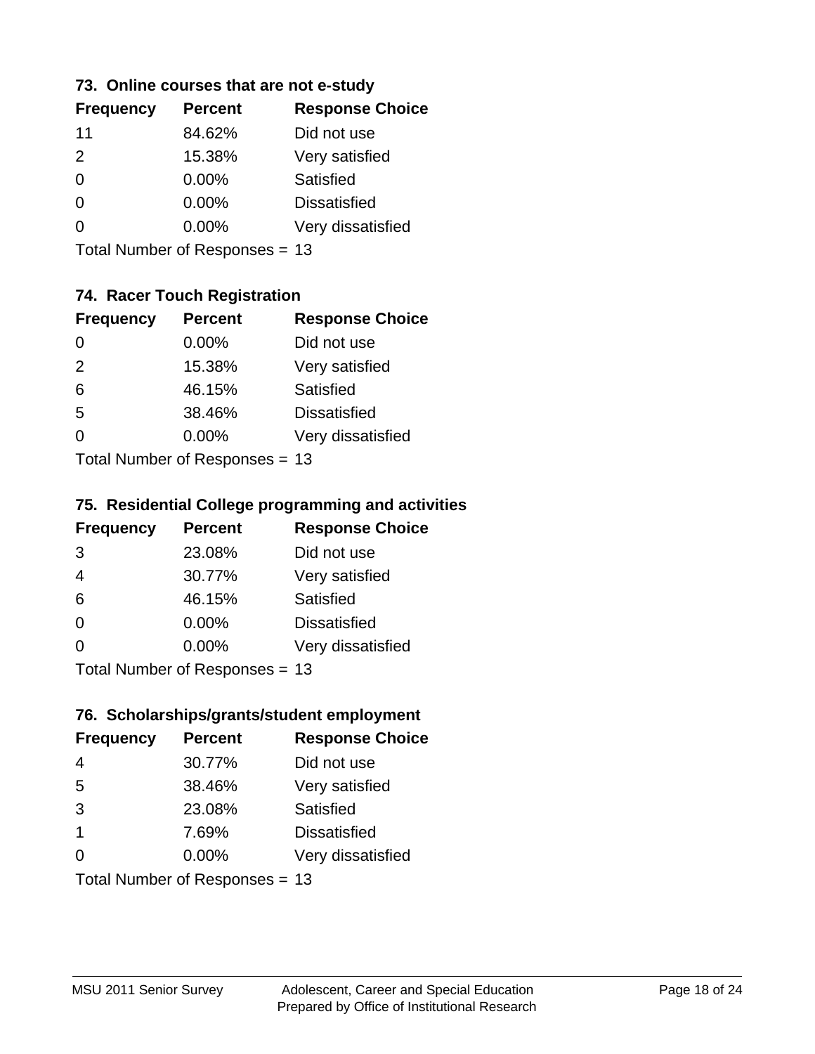### 73. Online courses that are not e-study

| Frequency | Percent | Response Choice |
|---|---|---|
| 11 | 84.62% | Did not use |
| 2 | 15.38% | Very satisfied |
| 0 | 0.00% | Satisfied |
| 0 | 0.00% | Dissatisfied |
| 0 | 0.00% | Very dissatisfied |

Total Number of Responses = 13

### 74. Racer Touch Registration

| Frequency | Percent | Response Choice |
|---|---|---|
| 0 | 0.00% | Did not use |
| 2 | 15.38% | Very satisfied |
| 6 | 46.15% | Satisfied |
| 5 | 38.46% | Dissatisfied |
| 0 | 0.00% | Very dissatisfied |

Total Number of Responses = 13

### 75. Residential College programming and activities

| Frequency | Percent | Response Choice |
|---|---|---|
| 3 | 23.08% | Did not use |
| 4 | 30.77% | Very satisfied |
| 6 | 46.15% | Satisfied |
| 0 | 0.00% | Dissatisfied |
| 0 | 0.00% | Very dissatisfied |

Total Number of Responses = 13

### 76. Scholarships/grants/student employment

| Frequency | Percent | Response Choice |
|---|---|---|
| 4 | 30.77% | Did not use |
| 5 | 38.46% | Very satisfied |
| 3 | 23.08% | Satisfied |
| 1 | 7.69% | Dissatisfied |
| 0 | 0.00% | Very dissatisfied |

Total Number of Responses = 13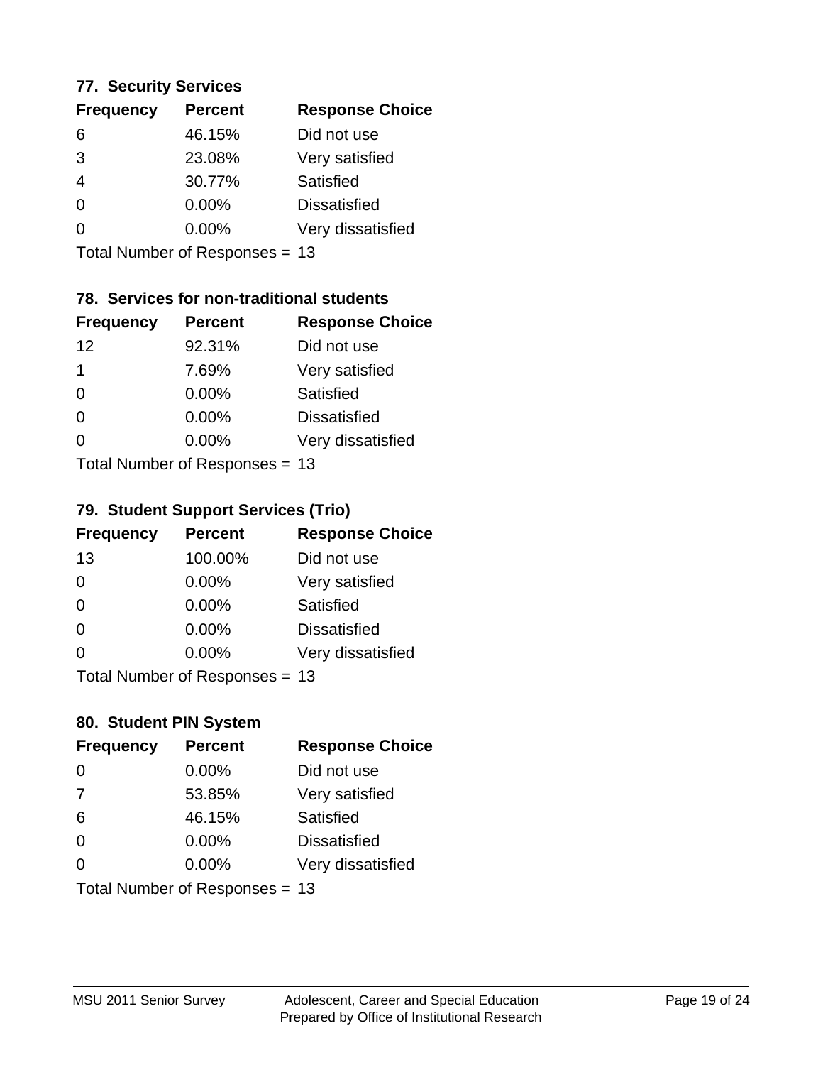### 77. Security Services

| Frequency | Percent | Response Choice |
|---|---|---|
| 6 | 46.15% | Did not use |
| 3 | 23.08% | Very satisfied |
| 4 | 30.77% | Satisfied |
| 0 | 0.00% | Dissatisfied |
| 0 | 0.00% | Very dissatisfied |

Total Number of Responses = 13

### 78. Services for non-traditional students

| Frequency | Percent | Response Choice |
|---|---|---|
| 12 | 92.31% | Did not use |
| 1 | 7.69% | Very satisfied |
| 0 | 0.00% | Satisfied |
| 0 | 0.00% | Dissatisfied |
| 0 | 0.00% | Very dissatisfied |

Total Number of Responses = 13

### 79. Student Support Services (Trio)

| Frequency | Percent | Response Choice |
|---|---|---|
| 13 | 100.00% | Did not use |
| 0 | 0.00% | Very satisfied |
| 0 | 0.00% | Satisfied |
| 0 | 0.00% | Dissatisfied |
| 0 | 0.00% | Very dissatisfied |

Total Number of Responses = 13

### 80. Student PIN System

| Frequency | Percent | Response Choice |
|---|---|---|
| 0 | 0.00% | Did not use |
| 7 | 53.85% | Very satisfied |
| 6 | 46.15% | Satisfied |
| 0 | 0.00% | Dissatisfied |
| 0 | 0.00% | Very dissatisfied |

Total Number of Responses = 13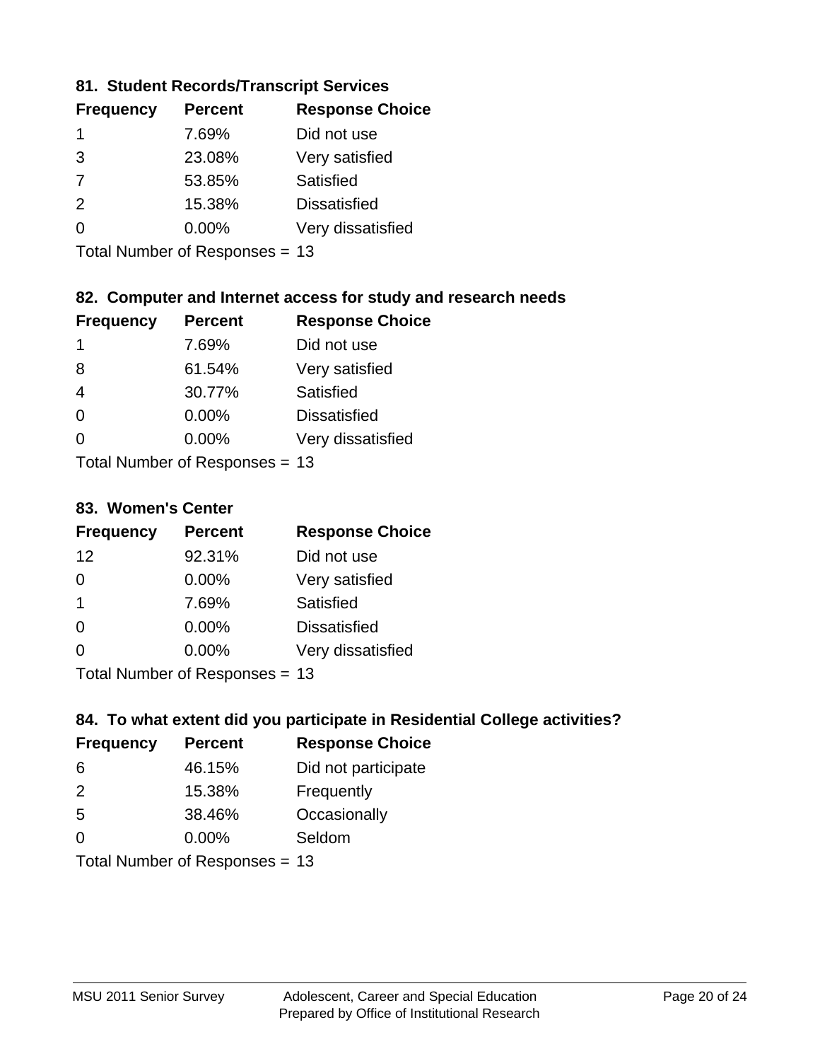### 81. Student Records/Transcript Services

| Frequency | Percent | Response Choice |
|---|---|---|
| 1 | 7.69% | Did not use |
| 3 | 23.08% | Very satisfied |
| 7 | 53.85% | Satisfied |
| 2 | 15.38% | Dissatisfied |
| 0 | 0.00% | Very dissatisfied |

Total Number of Responses = 13

### 82. Computer and Internet access for study and research needs

| Frequency | Percent | Response Choice |
|---|---|---|
| 1 | 7.69% | Did not use |
| 8 | 61.54% | Very satisfied |
| 4 | 30.77% | Satisfied |
| 0 | 0.00% | Dissatisfied |
| 0 | 0.00% | Very dissatisfied |

Total Number of Responses = 13

### 83. Women's Center

| Frequency | Percent | Response Choice |
|---|---|---|
| 12 | 92.31% | Did not use |
| 0 | 0.00% | Very satisfied |
| 1 | 7.69% | Satisfied |
| 0 | 0.00% | Dissatisfied |
| 0 | 0.00% | Very dissatisfied |

Total Number of Responses = 13

### 84. To what extent did you participate in Residential College activities?

| Frequency | Percent | Response Choice |
|---|---|---|
| 6 | 46.15% | Did not participate |
| 2 | 15.38% | Frequently |
| 5 | 38.46% | Occasionally |
| 0 | 0.00% | Seldom |

Total Number of Responses = 13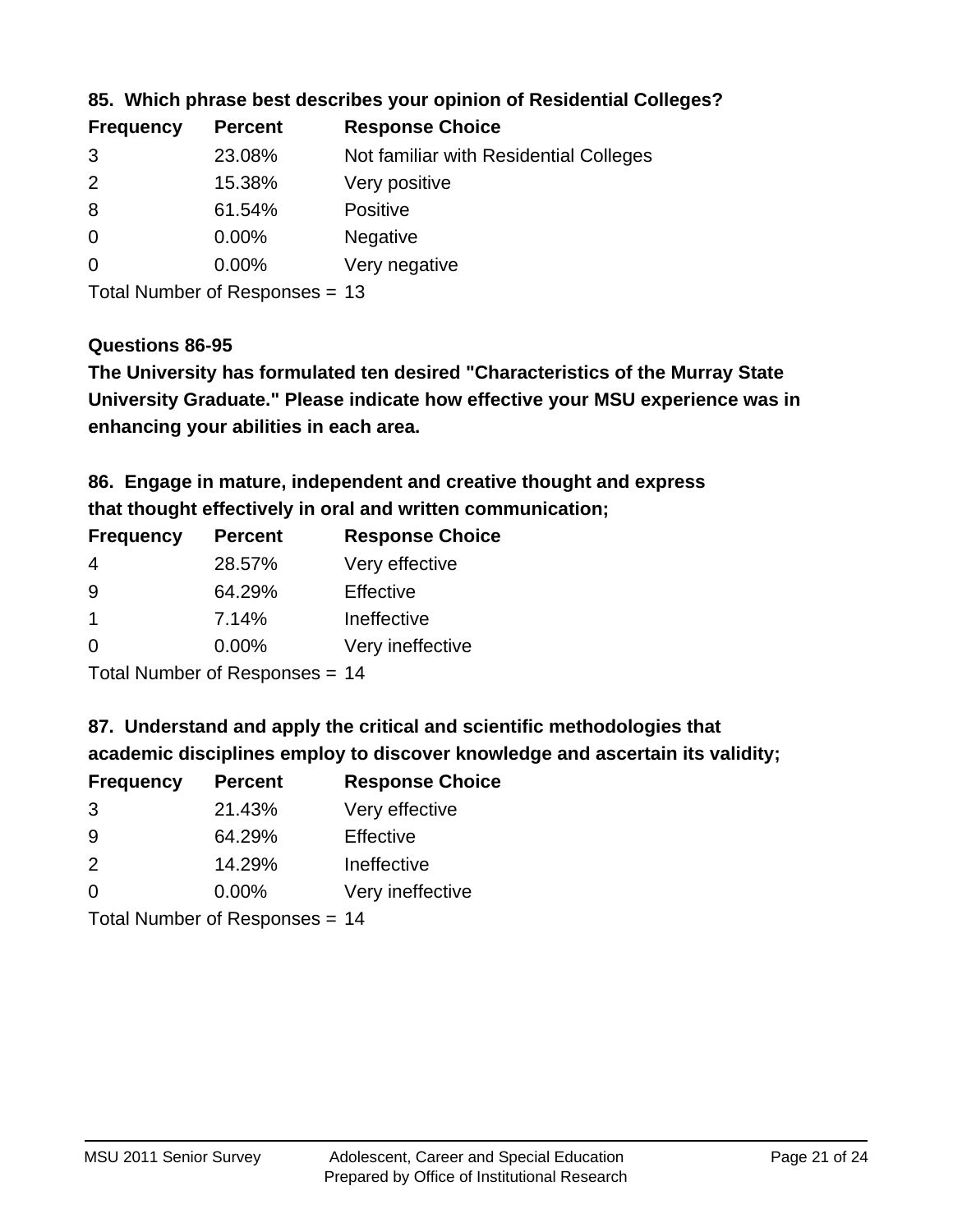**85. Which phrase best describes your opinion of Residential Colleges?**

| Frequency | Percent | Response Choice |
|---|---|---|
| 3 | 23.08% | Not familiar with Residential Colleges |
| 2 | 15.38% | Very positive |
| 8 | 61.54% | Positive |
| 0 | 0.00% | Negative |
| 0 | 0.00% | Very negative |

Total Number of Responses = 13

**Questions 86-95**

**The University has formulated ten desired "Characteristics of the Murray State University Graduate." Please indicate how effective your MSU experience was in enhancing your abilities in each area.**

**86. Engage in mature, independent and creative thought and express that thought effectively in oral and written communication;**

| Frequency | Percent | Response Choice |
|---|---|---|
| 4 | 28.57% | Very effective |
| 9 | 64.29% | Effective |
| 1 | 7.14% | Ineffective |
| 0 | 0.00% | Very ineffective |

Total Number of Responses = 14

**87. Understand and apply the critical and scientific methodologies that academic disciplines employ to discover knowledge and ascertain its validity;**

| Frequency | Percent | Response Choice |
|---|---|---|
| 3 | 21.43% | Very effective |
| 9 | 64.29% | Effective |
| 2 | 14.29% | Ineffective |
| 0 | 0.00% | Very ineffective |

Total Number of Responses = 14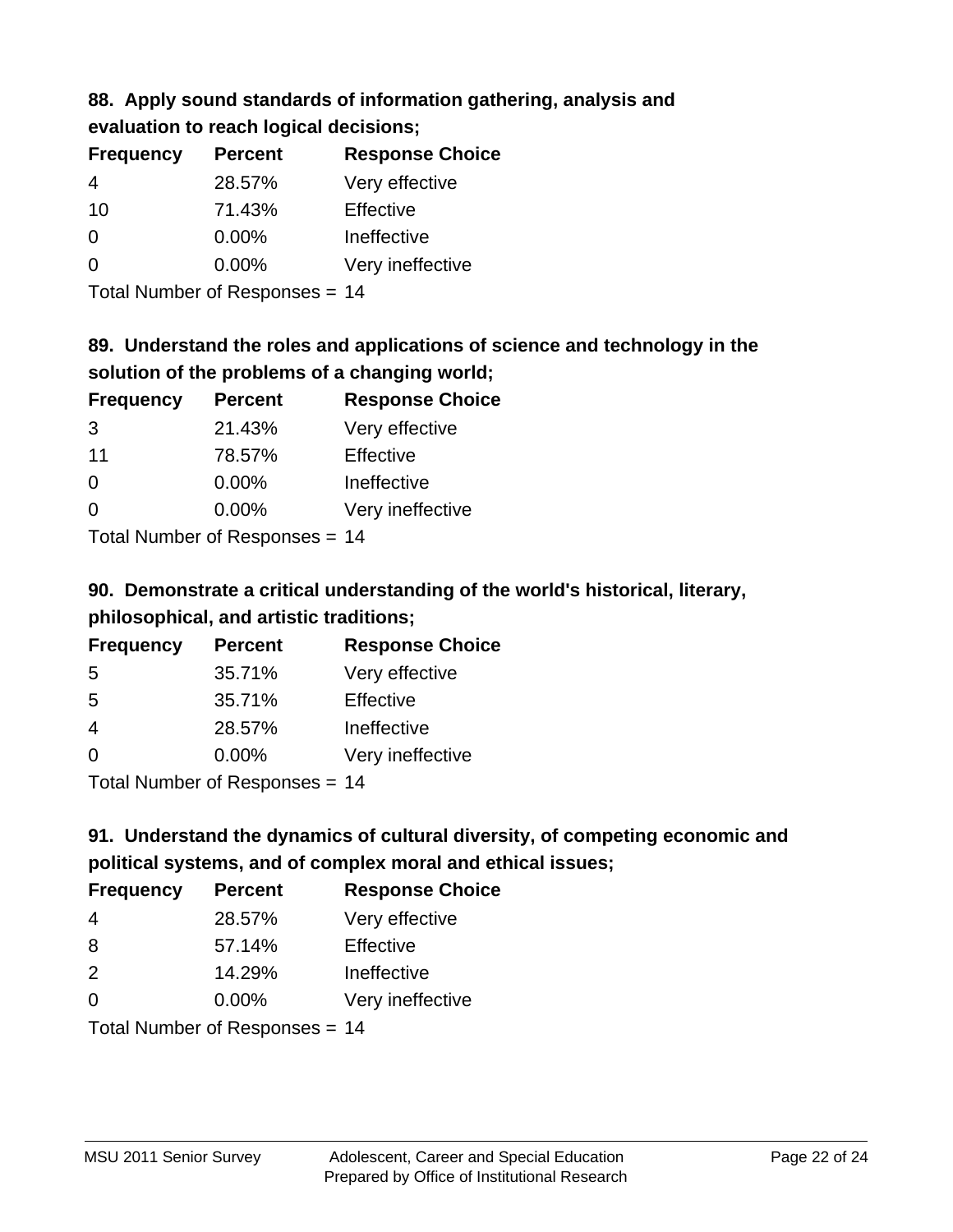### 88. Apply sound standards of information gathering, analysis and evaluation to reach logical decisions;

| Frequency | Percent | Response Choice |
|---|---|---|
| 4 | 28.57% | Very effective |
| 10 | 71.43% | Effective |
| 0 | 0.00% | Ineffective |
| 0 | 0.00% | Very ineffective |

Total Number of Responses = 14

### 89. Understand the roles and applications of science and technology in the solution of the problems of a changing world;

| Frequency | Percent | Response Choice |
|---|---|---|
| 3 | 21.43% | Very effective |
| 11 | 78.57% | Effective |
| 0 | 0.00% | Ineffective |
| 0 | 0.00% | Very ineffective |

Total Number of Responses = 14

### 90. Demonstrate a critical understanding of the world's historical, literary, philosophical, and artistic traditions;

| Frequency | Percent | Response Choice |
|---|---|---|
| 5 | 35.71% | Very effective |
| 5 | 35.71% | Effective |
| 4 | 28.57% | Ineffective |
| 0 | 0.00% | Very ineffective |

Total Number of Responses = 14

### 91. Understand the dynamics of cultural diversity, of competing economic and political systems, and of complex moral and ethical issues;

| Frequency | Percent | Response Choice |
|---|---|---|
| 4 | 28.57% | Very effective |
| 8 | 57.14% | Effective |
| 2 | 14.29% | Ineffective |
| 0 | 0.00% | Very ineffective |

Total Number of Responses = 14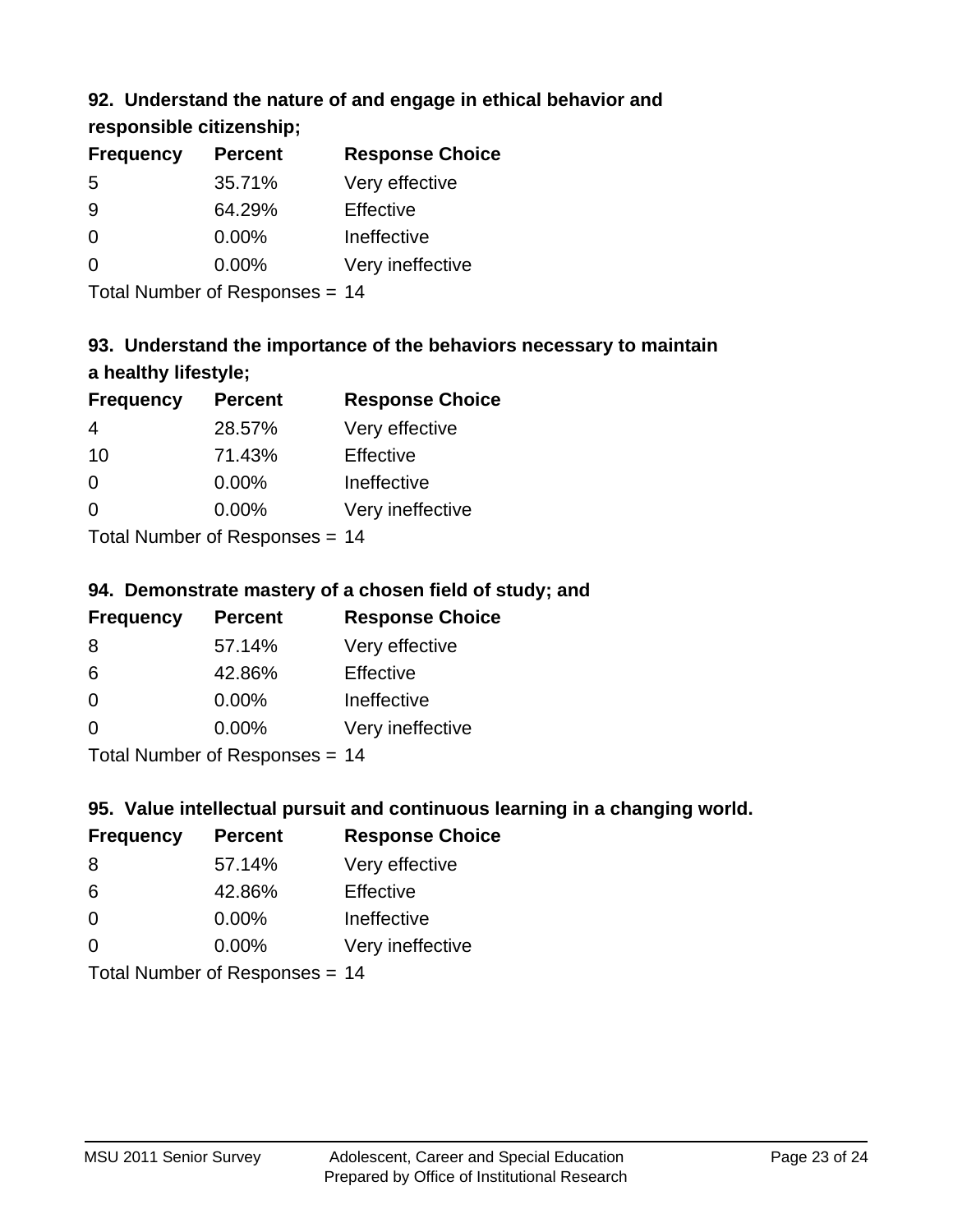### 92. Understand the nature of and engage in ethical behavior and responsible citizenship;

| Frequency | Percent | Response Choice |
|---|---|---|
| 5 | 35.71% | Very effective |
| 9 | 64.29% | Effective |
| 0 | 0.00% | Ineffective |
| 0 | 0.00% | Very ineffective |

Total Number of Responses = 14

### 93. Understand the importance of the behaviors necessary to maintain a healthy lifestyle;

| Frequency | Percent | Response Choice |
|---|---|---|
| 4 | 28.57% | Very effective |
| 10 | 71.43% | Effective |
| 0 | 0.00% | Ineffective |
| 0 | 0.00% | Very ineffective |

Total Number of Responses = 14

### 94. Demonstrate mastery of a chosen field of study; and

| Frequency | Percent | Response Choice |
|---|---|---|
| 8 | 57.14% | Very effective |
| 6 | 42.86% | Effective |
| 0 | 0.00% | Ineffective |
| 0 | 0.00% | Very ineffective |

Total Number of Responses = 14

### 95. Value intellectual pursuit and continuous learning in a changing world.

| Frequency | Percent | Response Choice |
|---|---|---|
| 8 | 57.14% | Very effective |
| 6 | 42.86% | Effective |
| 0 | 0.00% | Ineffective |
| 0 | 0.00% | Very ineffective |

Total Number of Responses = 14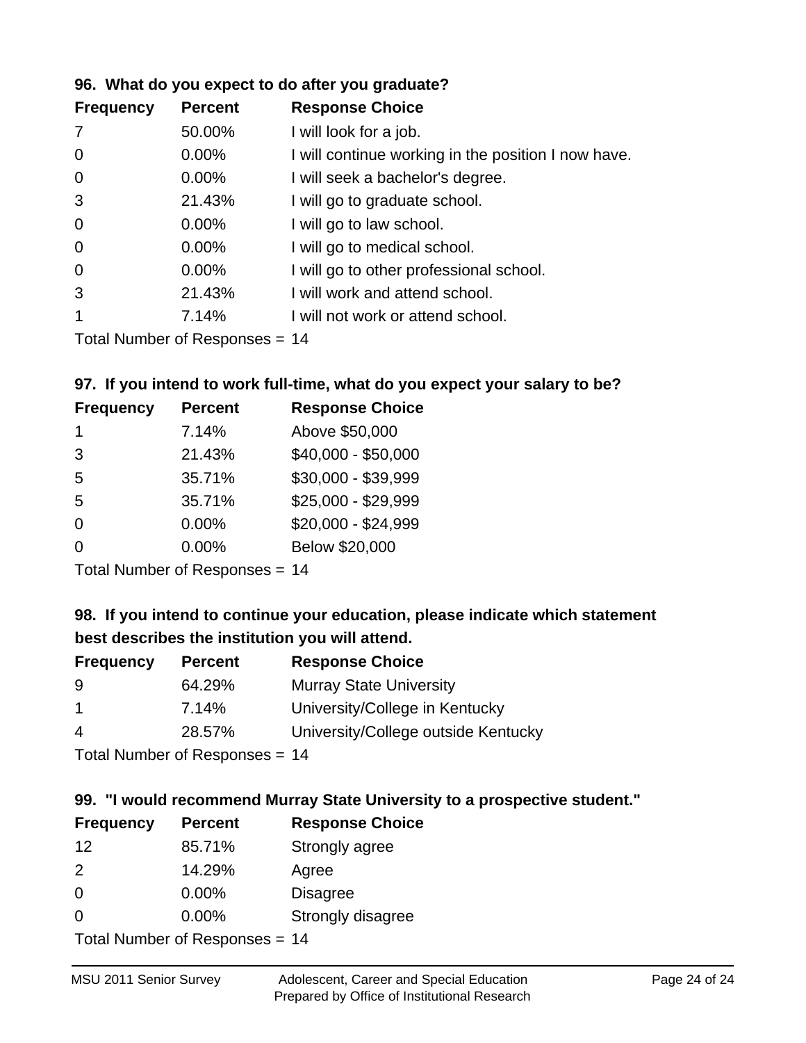### 96. What do you expect to do after you graduate?

| Frequency | Percent | Response Choice |
| --- | --- | --- |
| 7 | 50.00% | I will look for a job. |
| 0 | 0.00% | I will continue working in the position I now have. |
| 0 | 0.00% | I will seek a bachelor's degree. |
| 3 | 21.43% | I will go to graduate school. |
| 0 | 0.00% | I will go to law school. |
| 0 | 0.00% | I will go to medical school. |
| 0 | 0.00% | I will go to other professional school. |
| 3 | 21.43% | I will work and attend school. |
| 1 | 7.14% | I will not work or attend school. |

Total Number of Responses = 14

### 97. If you intend to work full-time, what do you expect your salary to be?

| Frequency | Percent | Response Choice |
| --- | --- | --- |
| 1 | 7.14% | Above $50,000 |
| 3 | 21.43% | $40,000 - $50,000 |
| 5 | 35.71% | $30,000 - $39,999 |
| 5 | 35.71% | $25,000 - $29,999 |
| 0 | 0.00% | $20,000 - $24,999 |
| 0 | 0.00% | Below $20,000 |

Total Number of Responses = 14

### 98. If you intend to continue your education, please indicate which statement best describes the institution you will attend.

| Frequency | Percent | Response Choice |
| --- | --- | --- |
| 9 | 64.29% | Murray State University |
| 1 | 7.14% | University/College in Kentucky |
| 4 | 28.57% | University/College outside Kentucky |

Total Number of Responses = 14

### 99. "I would recommend Murray State University to a prospective student."

| Frequency | Percent | Response Choice |
| --- | --- | --- |
| 12 | 85.71% | Strongly agree |
| 2 | 14.29% | Agree |
| 0 | 0.00% | Disagree |
| 0 | 0.00% | Strongly disagree |

Total Number of Responses = 14